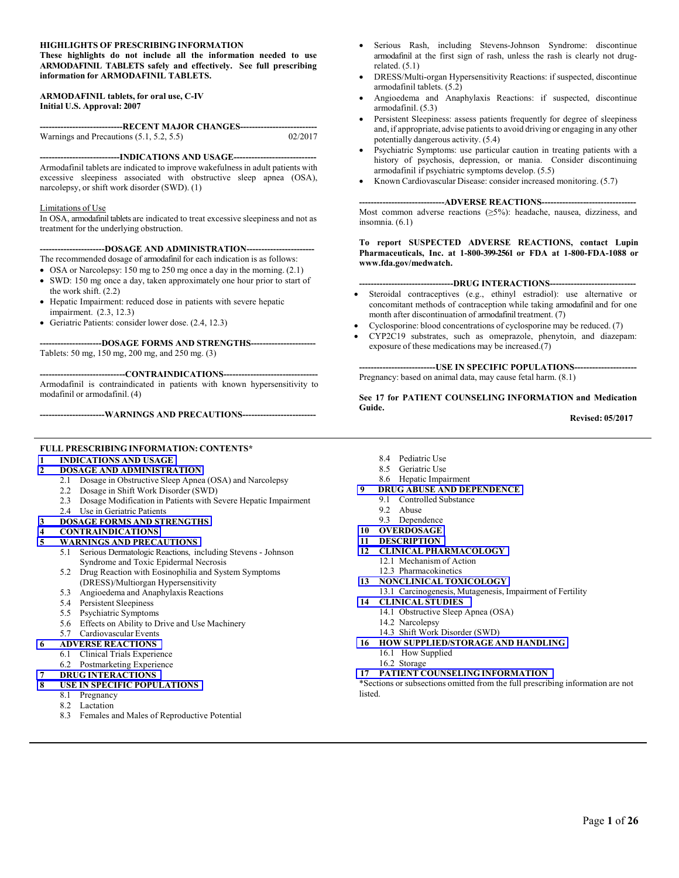**HIGHLIGHTS OF PRESCRIBING INFORMATION**

**These highlights do not include all the information needed to use ARMODAFINIL TABLETS safely and effectively. See full prescribing information for ARMODAFINIL TABLETS.**

**ARMODAFINIL tablets, for oral use, C-IV**
**Initial U.S. Approval: 2007**

**---RECENT MAJOR CHANGES---**

Warnings and Precautions (5.1, 5.2, 5.5) 02/2017

**---INDICATIONS AND USAGE---**

Armodafinil tablets are indicated to improve wakefulness in adult patients with excessive sleepiness associated with obstructive sleep apnea (OSA), narcolepsy, or shift work disorder (SWD). (1)

Limitations of Use

In OSA, armodafinil tablets are indicated to treat excessive sleepiness and not as treatment for the underlying obstruction.

**---DOSAGE AND ADMINISTRATION---**

The recommended dosage of armodafinil for each indication is as follows:

- OSA or Narcolepsy: 150 mg to 250 mg once a day in the morning. (2.1)
- SWD: 150 mg once a day, taken approximately one hour prior to start of the work shift. (2.2)
- Hepatic Impairment: reduced dose in patients with severe hepatic impairment. (2.3, 12.3)
- Geriatric Patients: consider lower dose. (2.4, 12.3)

**---DOSAGE FORMS AND STRENGTHS---**

Tablets: 50 mg, 150 mg, 200 mg, and 250 mg. (3)

**---CONTRAINDICATIONS---**

Armodafinil is contraindicated in patients with known hypersensitivity to modafinil or armodafinil. (4)

**---WARNINGS AND PRECAUTIONS---**

- Serious Rash, including Stevens-Johnson Syndrome: discontinue armodafinil at the first sign of rash, unless the rash is clearly not drug-related. (5.1)
- DRESS/Multi-organ Hypersensitivity Reactions: if suspected, discontinue armodafinil tablets. (5.2)
- Angioedema and Anaphylaxis Reactions: if suspected, discontinue armodafinil. (5.3)
- Persistent Sleepiness: assess patients frequently for degree of sleepiness and, if appropriate, advise patients to avoid driving or engaging in any other potentially dangerous activity. (5.4)
- Psychiatric Symptoms: use particular caution in treating patients with a history of psychosis, depression, or mania. Consider discontinuing armodafinil if psychiatric symptoms develop. (5.5)
- Known Cardiovascular Disease: consider increased monitoring. (5.7)

**---ADVERSE REACTIONS---**

Most common adverse reactions (≥5%): headache, nausea, dizziness, and insomnia. (6.1)

**To report SUSPECTED ADVERSE REACTIONS, contact Lupin Pharmaceuticals, Inc. at 1-800-399-2561 or FDA at 1-800-FDA-1088 or www.fda.gov/medwatch.**

**---DRUG INTERACTIONS---**

- Steroidal contraceptives (e.g., ethinyl estradiol): use alternative or concomitant methods of contraception while taking armodafinil and for one month after discontinuation of armodafinil treatment. (7)
- Cyclosporine: blood concentrations of cyclosporine may be reduced. (7)
- CYP2C19 substrates, such as omeprazole, phenytoin, and diazepam: exposure of these medications may be increased.(7)

**---USE IN SPECIFIC POPULATIONS---**

Pregnancy: based on animal data, may cause fetal harm. (8.1)

**See 17 for PATIENT COUNSELING INFORMATION and Medication Guide.**

**Revised: 05/2017**

---

**FULL PRESCRIBING INFORMATION: CONTENTS***

**1 INDICATIONS AND USAGE**

**2 DOSAGE AND ADMINISTRATION**
- 2.1 Dosage in Obstructive Sleep Apnea (OSA) and Narcolepsy
- 2.2 Dosage in Shift Work Disorder (SWD)
- 2.3 Dosage Modification in Patients with Severe Hepatic Impairment
- 2.4 Use in Geriatric Patients

**3 DOSAGE FORMS AND STRENGTHS**

**4 CONTRAINDICATIONS**

**5 WARNINGS AND PRECAUTIONS**
- 5.1 Serious Dermatologic Reactions, including Stevens - Johnson Syndrome and Toxic Epidermal Necrosis
- 5.2 Drug Reaction with Eosinophilia and System Symptoms (DRESS)/Multiorgan Hypersensitivity
- 5.3 Angioedema and Anaphylaxis Reactions
- 5.4 Persistent Sleepiness
- 5.5 Psychiatric Symptoms
- 5.6 Effects on Ability to Drive and Use Machinery
- 5.7 Cardiovascular Events

**6 ADVERSE REACTIONS**
- 6.1 Clinical Trials Experience
- 6.2 Postmarketing Experience

**7 DRUG INTERACTIONS**

**8 USE IN SPECIFIC POPULATIONS**
- 8.1 Pregnancy
- 8.2 Lactation
- 8.3 Females and Males of Reproductive Potential
- 8.4 Pediatric Use
- 8.5 Geriatric Use
- 8.6 Hepatic Impairment

**9 DRUG ABUSE AND DEPENDENCE**
- 9.1 Controlled Substance
- 9.2 Abuse
- 9.3 Dependence

**10 OVERDOSAGE**

**11 DESCRIPTION**

**12 CLINICAL PHARMACOLOGY**
- 12.1 Mechanism of Action
- 12.3 Pharmacokinetics

**13 NONCLINICAL TOXICOLOGY**
- 13.1 Carcinogenesis, Mutagenesis, Impairment of Fertility

**14 CLINICAL STUDIES**
- 14.1 Obstructive Sleep Apnea (OSA)
- 14.2 Narcolepsy
- 14.3 Shift Work Disorder (SWD)

**16 HOW SUPPLIED/STORAGE AND HANDLING**
- 16.1 How Supplied
- 16.2 Storage

**17 PATIENT COUNSELING INFORMATION**

*Sections or subsections omitted from the full prescribing information are not listed.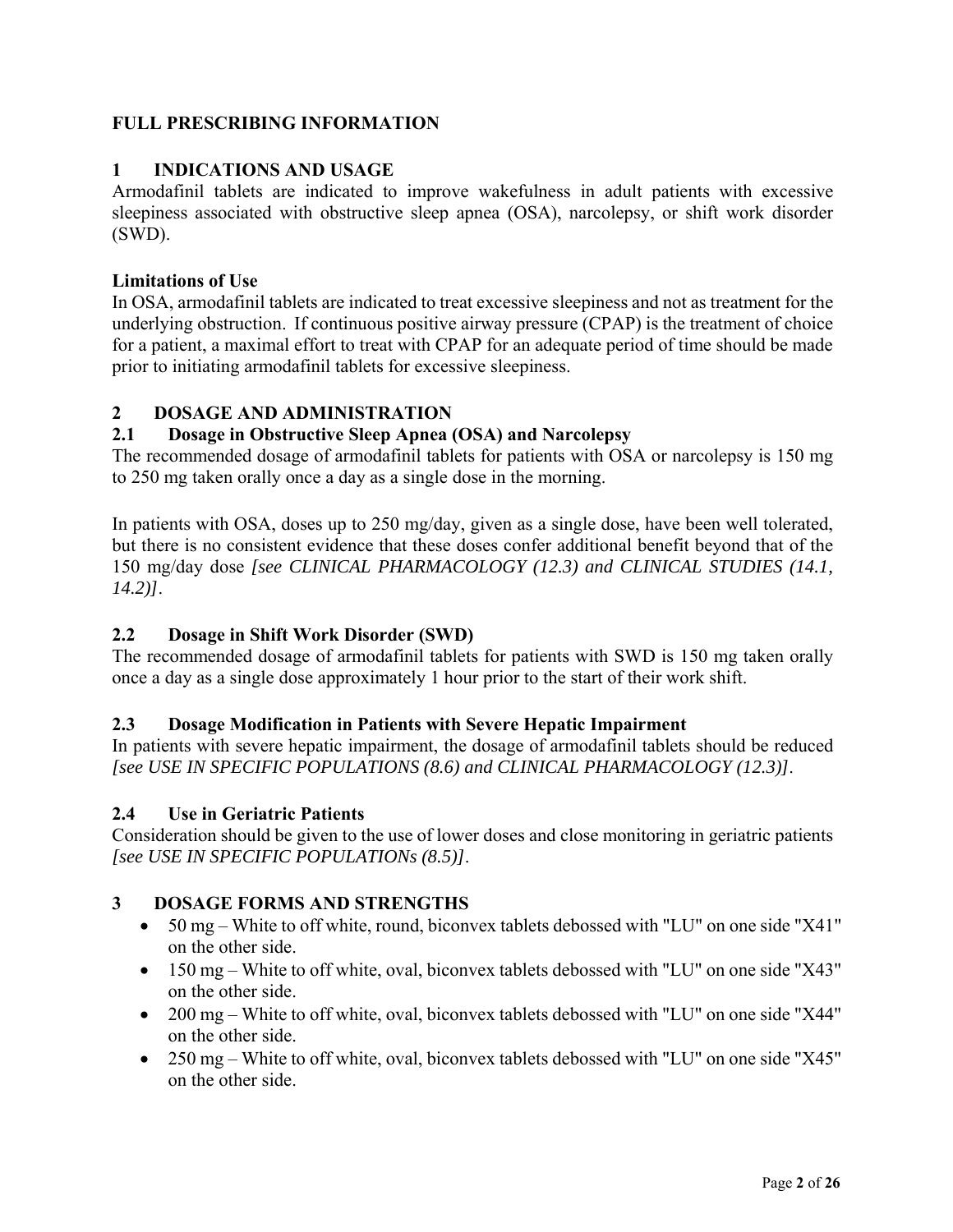# FULL PRESCRIBING INFORMATION

## 1 INDICATIONS AND USAGE

Armodafinil tablets are indicated to improve wakefulness in adult patients with excessive sleepiness associated with obstructive sleep apnea (OSA), narcolepsy, or shift work disorder (SWD).

### Limitations of Use

In OSA, armodafinil tablets are indicated to treat excessive sleepiness and not as treatment for the underlying obstruction. If continuous positive airway pressure (CPAP) is the treatment of choice for a patient, a maximal effort to treat with CPAP for an adequate period of time should be made prior to initiating armodafinil tablets for excessive sleepiness.

## 2 DOSAGE AND ADMINISTRATION

### 2.1 Dosage in Obstructive Sleep Apnea (OSA) and Narcolepsy

The recommended dosage of armodafinil tablets for patients with OSA or narcolepsy is 150 mg to 250 mg taken orally once a day as a single dose in the morning.

In patients with OSA, doses up to 250 mg/day, given as a single dose, have been well tolerated, but there is no consistent evidence that these doses confer additional benefit beyond that of the 150 mg/day dose *[see CLINICAL PHARMACOLOGY (12.3) and CLINICAL STUDIES (14.1, 14.2)]*.

### 2.2 Dosage in Shift Work Disorder (SWD)

The recommended dosage of armodafinil tablets for patients with SWD is 150 mg taken orally once a day as a single dose approximately 1 hour prior to the start of their work shift.

### 2.3 Dosage Modification in Patients with Severe Hepatic Impairment

In patients with severe hepatic impairment, the dosage of armodafinil tablets should be reduced *[see USE IN SPECIFIC POPULATIONS (8.6) and CLINICAL PHARMACOLOGY (12.3)]*.

### 2.4 Use in Geriatric Patients

Consideration should be given to the use of lower doses and close monitoring in geriatric patients *[see USE IN SPECIFIC POPULATIONs (8.5)]*.

## 3 DOSAGE FORMS AND STRENGTHS

- 50 mg – White to off white, round, biconvex tablets debossed with "LU" on one side "X41" on the other side.
- 150 mg – White to off white, oval, biconvex tablets debossed with "LU" on one side "X43" on the other side.
- 200 mg – White to off white, oval, biconvex tablets debossed with "LU" on one side "X44" on the other side.
- 250 mg – White to off white, oval, biconvex tablets debossed with "LU" on one side "X45" on the other side.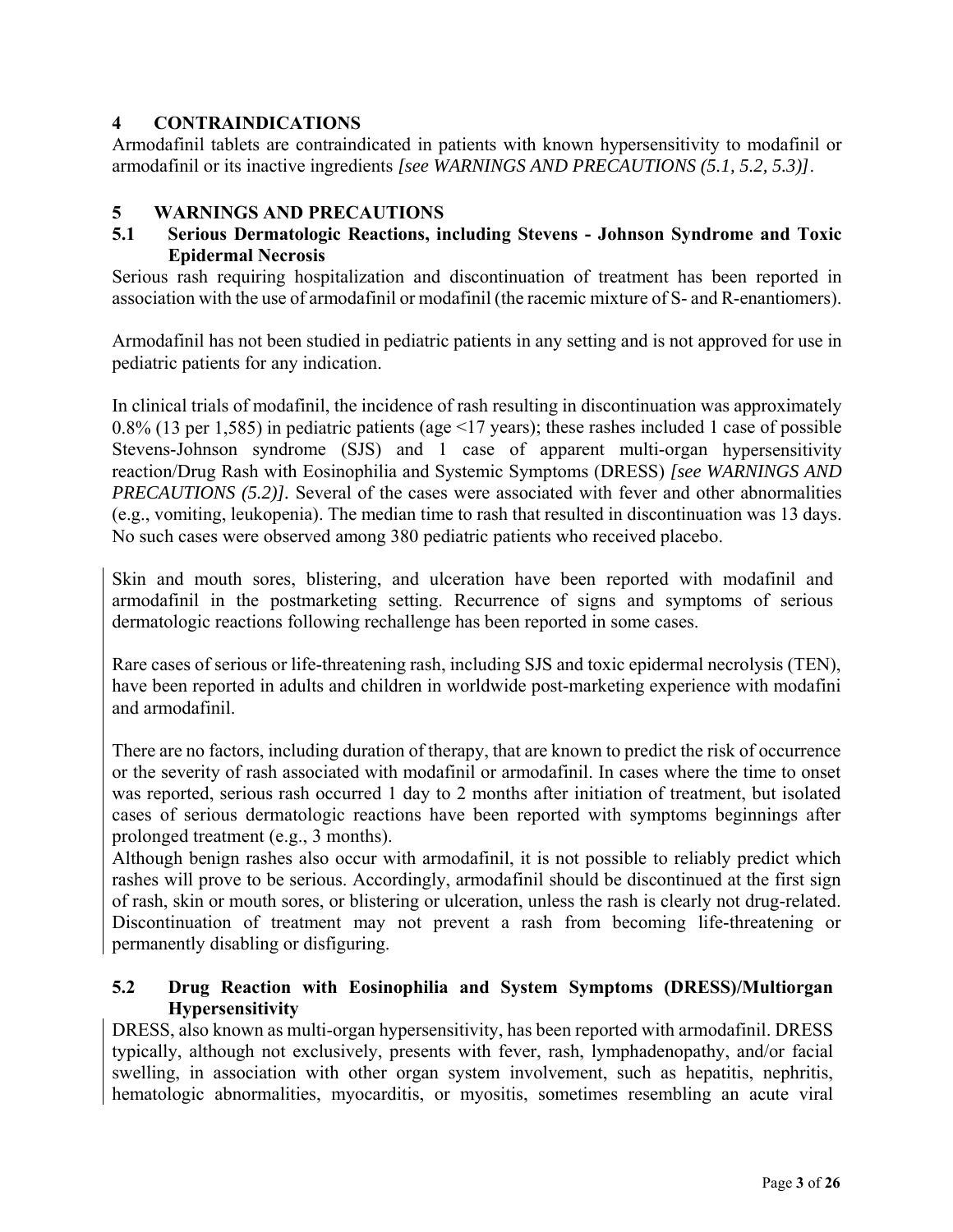## 4 CONTRAINDICATIONS

Armodafinil tablets are contraindicated in patients with known hypersensitivity to modafinil or armodafinil or its inactive ingredients *[see WARNINGS AND PRECAUTIONS (5.1, 5.2, 5.3)]*.

## 5 WARNINGS AND PRECAUTIONS

### 5.1 Serious Dermatologic Reactions, including Stevens - Johnson Syndrome and Toxic Epidermal Necrosis

Serious rash requiring hospitalization and discontinuation of treatment has been reported in association with the use of armodafinil or modafinil (the racemic mixture of S- and R-enantiomers).

Armodafinil has not been studied in pediatric patients in any setting and is not approved for use in pediatric patients for any indication.

In clinical trials of modafinil, the incidence of rash resulting in discontinuation was approximately 0.8% (13 per 1,585) in pediatric patients (age <17 years); these rashes included 1 case of possible Stevens-Johnson syndrome (SJS) and 1 case of apparent multi-organ hypersensitivity reaction/Drug Rash with Eosinophilia and Systemic Symptoms (DRESS) *[see WARNINGS AND PRECAUTIONS (5.2)]*. Several of the cases were associated with fever and other abnormalities (e.g., vomiting, leukopenia). The median time to rash that resulted in discontinuation was 13 days. No such cases were observed among 380 pediatric patients who received placebo.

Skin and mouth sores, blistering, and ulceration have been reported with modafinil and armodafinil in the postmarketing setting. Recurrence of signs and symptoms of serious dermatologic reactions following rechallenge has been reported in some cases.

Rare cases of serious or life-threatening rash, including SJS and toxic epidermal necrolysis (TEN), have been reported in adults and children in worldwide post-marketing experience with modafini and armodafinil.

There are no factors, including duration of therapy, that are known to predict the risk of occurrence or the severity of rash associated with modafinil or armodafinil. In cases where the time to onset was reported, serious rash occurred 1 day to 2 months after initiation of treatment, but isolated cases of serious dermatologic reactions have been reported with symptoms beginnings after prolonged treatment (e.g., 3 months).

Although benign rashes also occur with armodafinil, it is not possible to reliably predict which rashes will prove to be serious. Accordingly, armodafinil should be discontinued at the first sign of rash, skin or mouth sores, or blistering or ulceration, unless the rash is clearly not drug-related. Discontinuation of treatment may not prevent a rash from becoming life-threatening or permanently disabling or disfiguring.

### 5.2 Drug Reaction with Eosinophilia and System Symptoms (DRESS)/Multiorgan Hypersensitivity

DRESS, also known as multi-organ hypersensitivity, has been reported with armodafinil. DRESS typically, although not exclusively, presents with fever, rash, lymphadenopathy, and/or facial swelling, in association with other organ system involvement, such as hepatitis, nephritis, hematologic abnormalities, myocarditis, or myositis, sometimes resembling an acute viral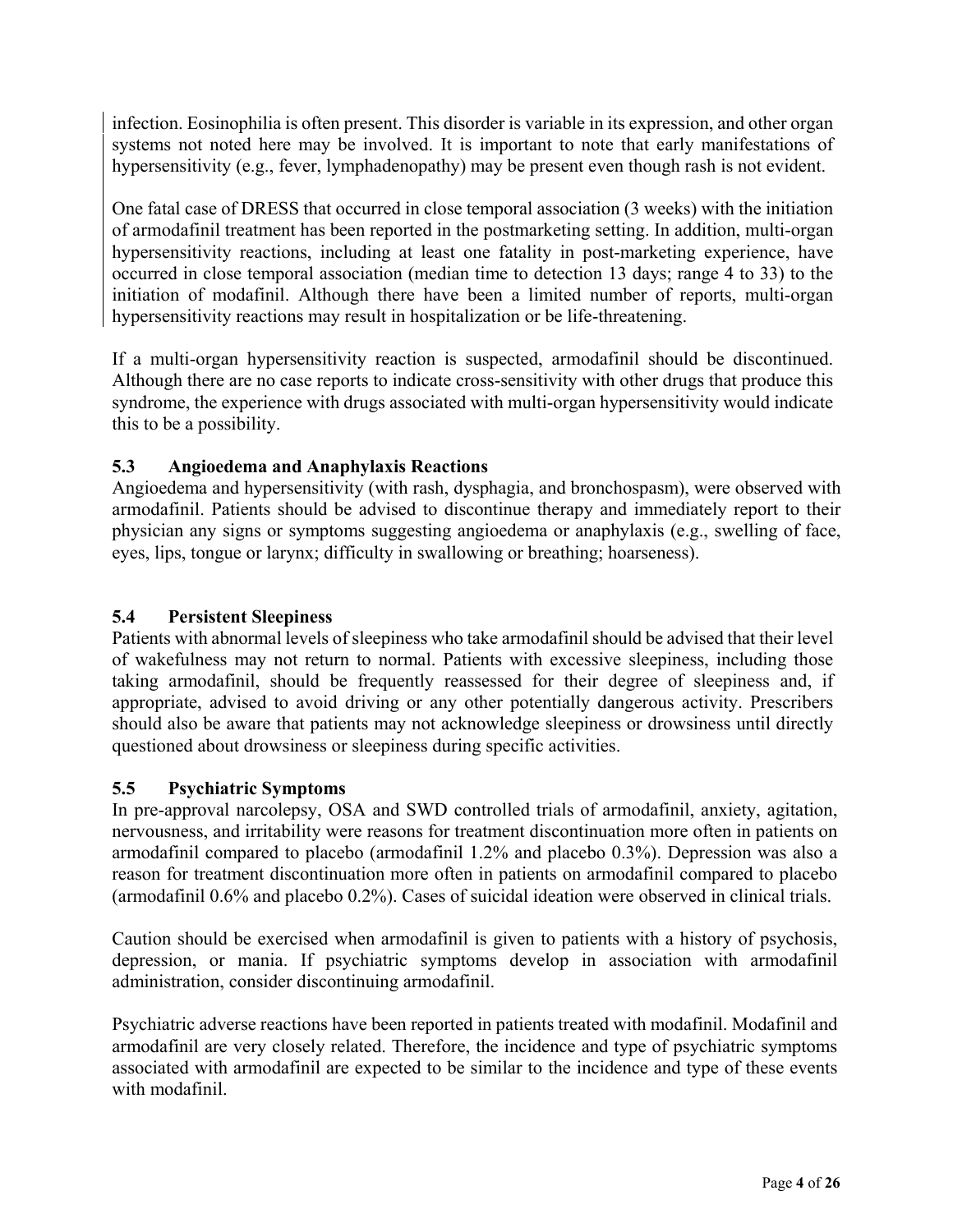infection. Eosinophilia is often present. This disorder is variable in its expression, and other organ systems not noted here may be involved. It is important to note that early manifestations of hypersensitivity (e.g., fever, lymphadenopathy) may be present even though rash is not evident.

One fatal case of DRESS that occurred in close temporal association (3 weeks) with the initiation of armodafinil treatment has been reported in the postmarketing setting. In addition, multi-organ hypersensitivity reactions, including at least one fatality in post-marketing experience, have occurred in close temporal association (median time to detection 13 days; range 4 to 33) to the initiation of modafinil. Although there have been a limited number of reports, multi-organ hypersensitivity reactions may result in hospitalization or be life-threatening.

If a multi-organ hypersensitivity reaction is suspected, armodafinil should be discontinued. Although there are no case reports to indicate cross-sensitivity with other drugs that produce this syndrome, the experience with drugs associated with multi-organ hypersensitivity would indicate this to be a possibility.

### 5.3 Angioedema and Anaphylaxis Reactions

Angioedema and hypersensitivity (with rash, dysphagia, and bronchospasm), were observed with armodafinil. Patients should be advised to discontinue therapy and immediately report to their physician any signs or symptoms suggesting angioedema or anaphylaxis (e.g., swelling of face, eyes, lips, tongue or larynx; difficulty in swallowing or breathing; hoarseness).

### 5.4 Persistent Sleepiness

Patients with abnormal levels of sleepiness who take armodafinil should be advised that their level of wakefulness may not return to normal. Patients with excessive sleepiness, including those taking armodafinil, should be frequently reassessed for their degree of sleepiness and, if appropriate, advised to avoid driving or any other potentially dangerous activity. Prescribers should also be aware that patients may not acknowledge sleepiness or drowsiness until directly questioned about drowsiness or sleepiness during specific activities.

### 5.5 Psychiatric Symptoms

In pre-approval narcolepsy, OSA and SWD controlled trials of armodafinil, anxiety, agitation, nervousness, and irritability were reasons for treatment discontinuation more often in patients on armodafinil compared to placebo (armodafinil 1.2% and placebo 0.3%). Depression was also a reason for treatment discontinuation more often in patients on armodafinil compared to placebo (armodafinil 0.6% and placebo 0.2%). Cases of suicidal ideation were observed in clinical trials.

Caution should be exercised when armodafinil is given to patients with a history of psychosis, depression, or mania. If psychiatric symptoms develop in association with armodafinil administration, consider discontinuing armodafinil.

Psychiatric adverse reactions have been reported in patients treated with modafinil. Modafinil and armodafinil are very closely related. Therefore, the incidence and type of psychiatric symptoms associated with armodafinil are expected to be similar to the incidence and type of these events with modafinil.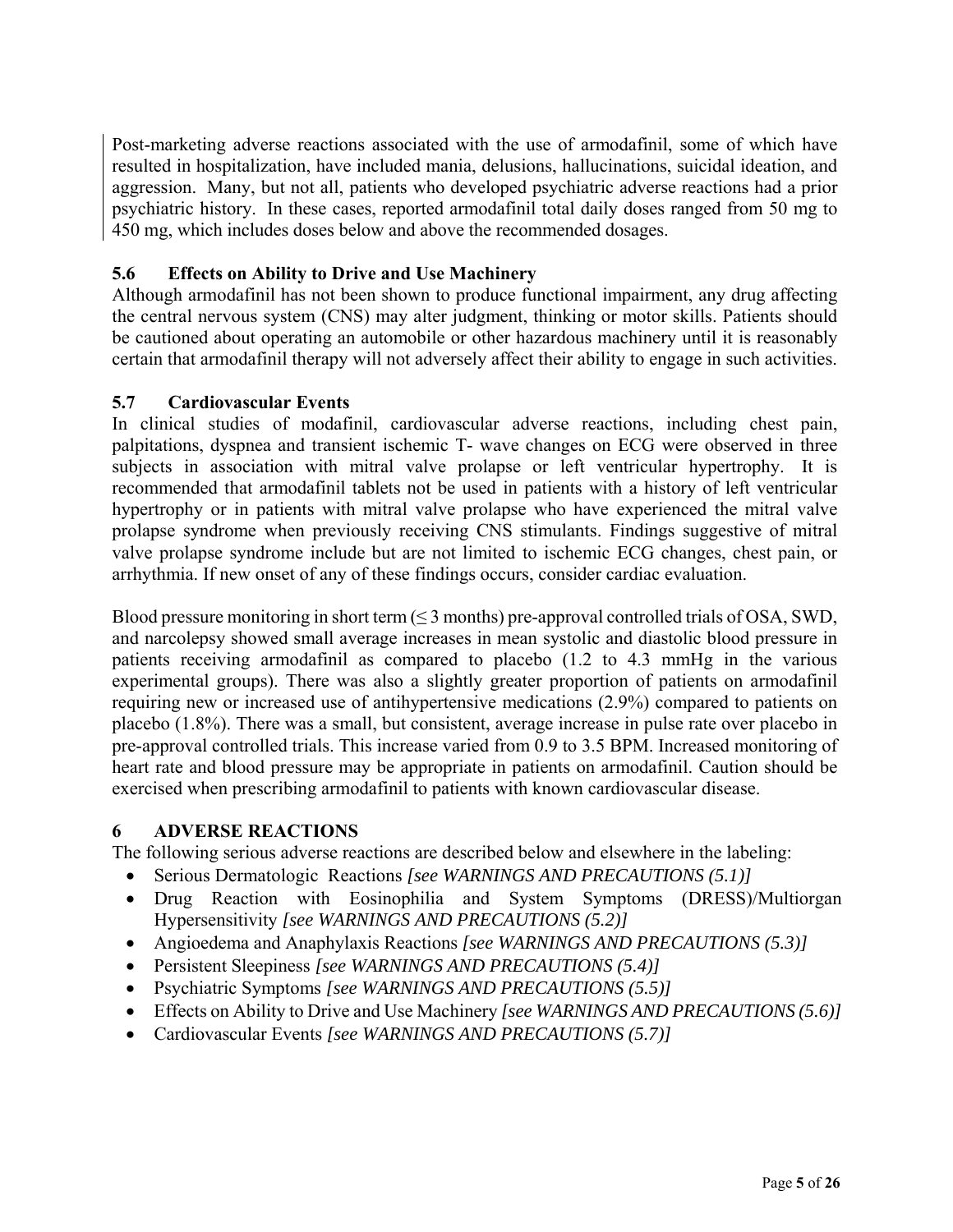Post-marketing adverse reactions associated with the use of armodafinil, some of which have resulted in hospitalization, have included mania, delusions, hallucinations, suicidal ideation, and aggression. Many, but not all, patients who developed psychiatric adverse reactions had a prior psychiatric history. In these cases, reported armodafinil total daily doses ranged from 50 mg to 450 mg, which includes doses below and above the recommended dosages.

### 5.6 Effects on Ability to Drive and Use Machinery

Although armodafinil has not been shown to produce functional impairment, any drug affecting the central nervous system (CNS) may alter judgment, thinking or motor skills. Patients should be cautioned about operating an automobile or other hazardous machinery until it is reasonably certain that armodafinil therapy will not adversely affect their ability to engage in such activities.

### 5.7 Cardiovascular Events

In clinical studies of modafinil, cardiovascular adverse reactions, including chest pain, palpitations, dyspnea and transient ischemic T- wave changes on ECG were observed in three subjects in association with mitral valve prolapse or left ventricular hypertrophy. It is recommended that armodafinil tablets not be used in patients with a history of left ventricular hypertrophy or in patients with mitral valve prolapse who have experienced the mitral valve prolapse syndrome when previously receiving CNS stimulants. Findings suggestive of mitral valve prolapse syndrome include but are not limited to ischemic ECG changes, chest pain, or arrhythmia. If new onset of any of these findings occurs, consider cardiac evaluation.

Blood pressure monitoring in short term (≤ 3 months) pre-approval controlled trials of OSA, SWD, and narcolepsy showed small average increases in mean systolic and diastolic blood pressure in patients receiving armodafinil as compared to placebo (1.2 to 4.3 mmHg in the various experimental groups). There was also a slightly greater proportion of patients on armodafinil requiring new or increased use of antihypertensive medications (2.9%) compared to patients on placebo (1.8%). There was a small, but consistent, average increase in pulse rate over placebo in pre-approval controlled trials. This increase varied from 0.9 to 3.5 BPM. Increased monitoring of heart rate and blood pressure may be appropriate in patients on armodafinil. Caution should be exercised when prescribing armodafinil to patients with known cardiovascular disease.

## 6 ADVERSE REACTIONS

The following serious adverse reactions are described below and elsewhere in the labeling:

- Serious Dermatologic Reactions *[see WARNINGS AND PRECAUTIONS (5.1)]*
- Drug Reaction with Eosinophilia and System Symptoms (DRESS)/Multiorgan Hypersensitivity *[see WARNINGS AND PRECAUTIONS (5.2)]*
- Angioedema and Anaphylaxis Reactions *[see WARNINGS AND PRECAUTIONS (5.3)]*
- Persistent Sleepiness *[see WARNINGS AND PRECAUTIONS (5.4)]*
- Psychiatric Symptoms *[see WARNINGS AND PRECAUTIONS (5.5)]*
- Effects on Ability to Drive and Use Machinery *[see WARNINGS AND PRECAUTIONS (5.6)]*
- Cardiovascular Events *[see WARNINGS AND PRECAUTIONS (5.7)]*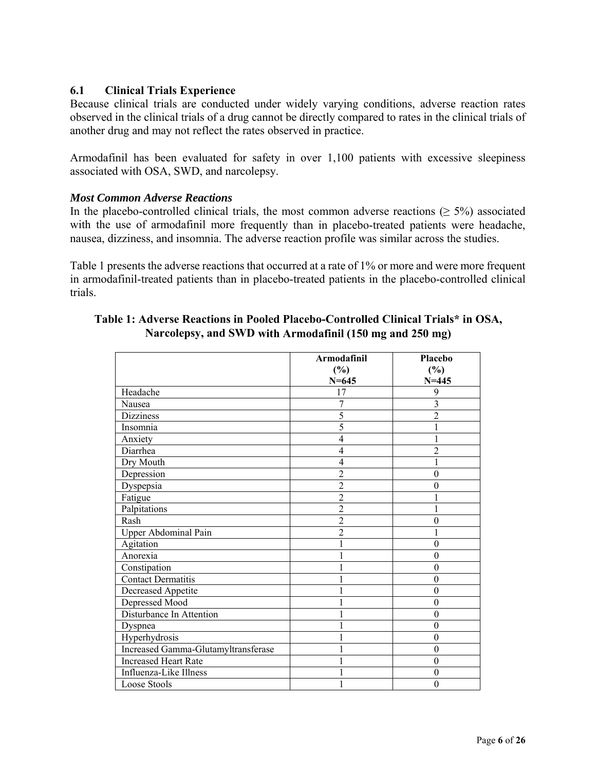### 6.1 Clinical Trials Experience

Because clinical trials are conducted under widely varying conditions, adverse reaction rates observed in the clinical trials of a drug cannot be directly compared to rates in the clinical trials of another drug and may not reflect the rates observed in practice.

Armodafinil has been evaluated for safety in over 1,100 patients with excessive sleepiness associated with OSA, SWD, and narcolepsy.

***Most Common Adverse Reactions***

In the placebo-controlled clinical trials, the most common adverse reactions (≥ 5%) associated with the use of armodafinil more frequently than in placebo-treated patients were headache, nausea, dizziness, and insomnia. The adverse reaction profile was similar across the studies.

Table 1 presents the adverse reactions that occurred at a rate of 1% or more and were more frequent in armodafinil-treated patients than in placebo-treated patients in the placebo-controlled clinical trials.

**Table 1: Adverse Reactions in Pooled Placebo-Controlled Clinical Trials* in OSA, Narcolepsy, and SWD with Armodafinil (150 mg and 250 mg)**

| | Armodafinil (%) N=645 | Placebo (%) N=445 |
|---|---|---|
| Headache | 17 | 9 |
| Nausea | 7 | 3 |
| Dizziness | 5 | 2 |
| Insomnia | 5 | 1 |
| Anxiety | 4 | 1 |
| Diarrhea | 4 | 2 |
| Dry Mouth | 4 | 1 |
| Depression | 2 | 0 |
| Dyspepsia | 2 | 0 |
| Fatigue | 2 | 1 |
| Palpitations | 2 | 1 |
| Rash | 2 | 0 |
| Upper Abdominal Pain | 2 | 1 |
| Agitation | 1 | 0 |
| Anorexia | 1 | 0 |
| Constipation | 1 | 0 |
| Contact Dermatitis | 1 | 0 |
| Decreased Appetite | 1 | 0 |
| Depressed Mood | 1 | 0 |
| Disturbance In Attention | 1 | 0 |
| Dyspnea | 1 | 0 |
| Hyperhydrosis | 1 | 0 |
| Increased Gamma-Glutamyltransferase | 1 | 0 |
| Increased Heart Rate | 1 | 0 |
| Influenza-Like Illness | 1 | 0 |
| Loose Stools | 1 | 0 |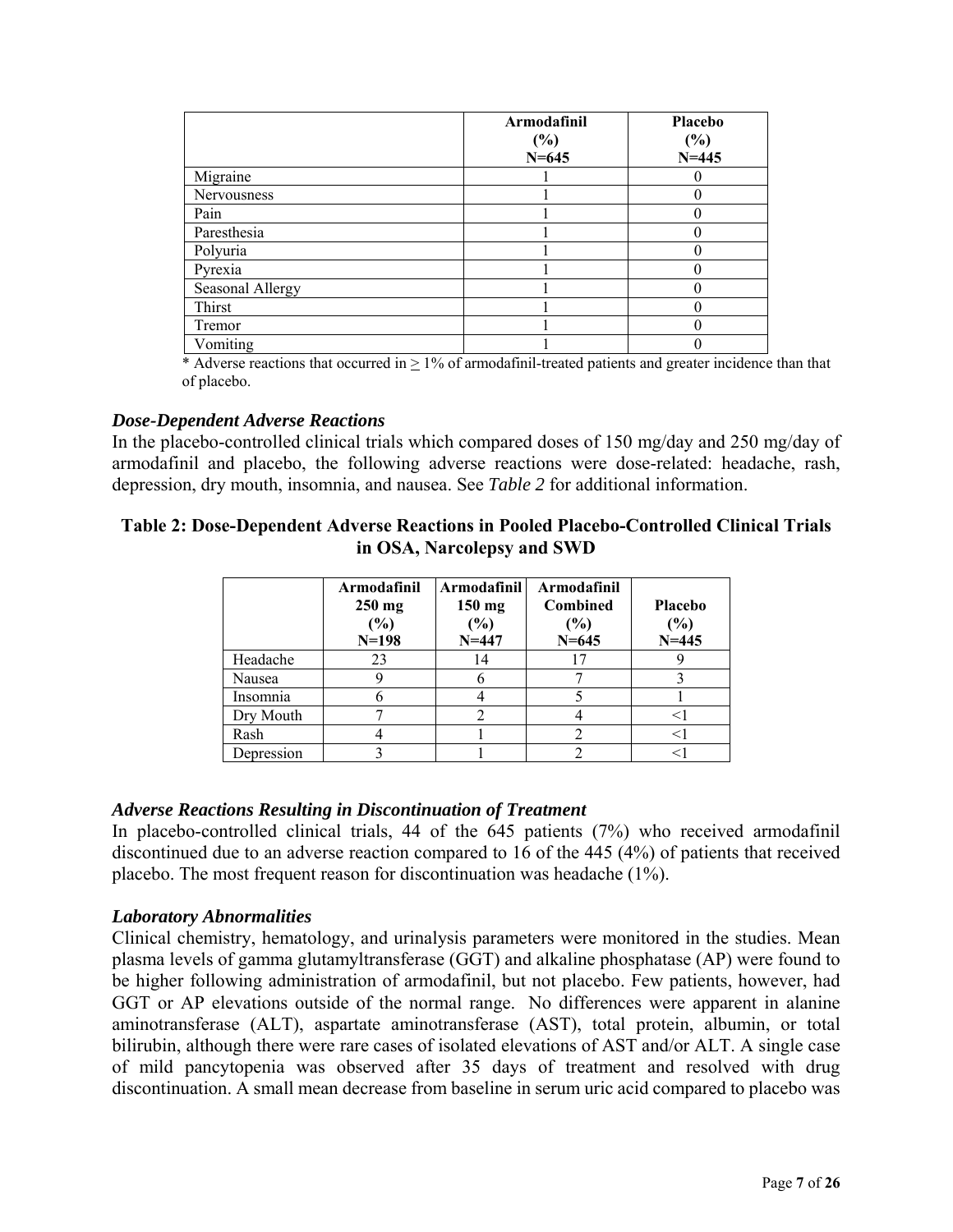| | Armodafinil (%) N=645 | Placebo (%) N=445 |
|---|---|---|
| Migraine | 1 | 0 |
| Nervousness | 1 | 0 |
| Pain | 1 | 0 |
| Paresthesia | 1 | 0 |
| Polyuria | 1 | 0 |
| Pyrexia | 1 | 0 |
| Seasonal Allergy | 1 | 0 |
| Thirst | 1 | 0 |
| Tremor | 1 | 0 |
| Vomiting | 1 | 0 |

* Adverse reactions that occurred in ≥ 1% of armodafinil-treated patients and greater incidence than that of placebo.

### *Dose-Dependent Adverse Reactions*

In the placebo-controlled clinical trials which compared doses of 150 mg/day and 250 mg/day of armodafinil and placebo, the following adverse reactions were dose-related: headache, rash, depression, dry mouth, insomnia, and nausea. See *Table 2* for additional information.

**Table 2: Dose-Dependent Adverse Reactions in Pooled Placebo-Controlled Clinical Trials in OSA, Narcolepsy and SWD**

| | Armodafinil 250 mg (%) N=198 | Armodafinil 150 mg (%) N=447 | Armodafinil Combined (%) N=645 | Placebo (%) N=445 |
|---|---|---|---|---|
| Headache | 23 | 14 | 17 | 9 |
| Nausea | 9 | 6 | 7 | 3 |
| Insomnia | 6 | 4 | 5 | 1 |
| Dry Mouth | 7 | 2 | 4 | <1 |
| Rash | 4 | 1 | 2 | <1 |
| Depression | 3 | 1 | 2 | <1 |

### *Adverse Reactions Resulting in Discontinuation of Treatment*

In placebo-controlled clinical trials, 44 of the 645 patients (7%) who received armodafinil discontinued due to an adverse reaction compared to 16 of the 445 (4%) of patients that received placebo. The most frequent reason for discontinuation was headache (1%).

### *Laboratory Abnormalities*

Clinical chemistry, hematology, and urinalysis parameters were monitored in the studies. Mean plasma levels of gamma glutamyltransferase (GGT) and alkaline phosphatase (AP) were found to be higher following administration of armodafinil, but not placebo. Few patients, however, had GGT or AP elevations outside of the normal range. No differences were apparent in alanine aminotransferase (ALT), aspartate aminotransferase (AST), total protein, albumin, or total bilirubin, although there were rare cases of isolated elevations of AST and/or ALT. A single case of mild pancytopenia was observed after 35 days of treatment and resolved with drug discontinuation. A small mean decrease from baseline in serum uric acid compared to placebo was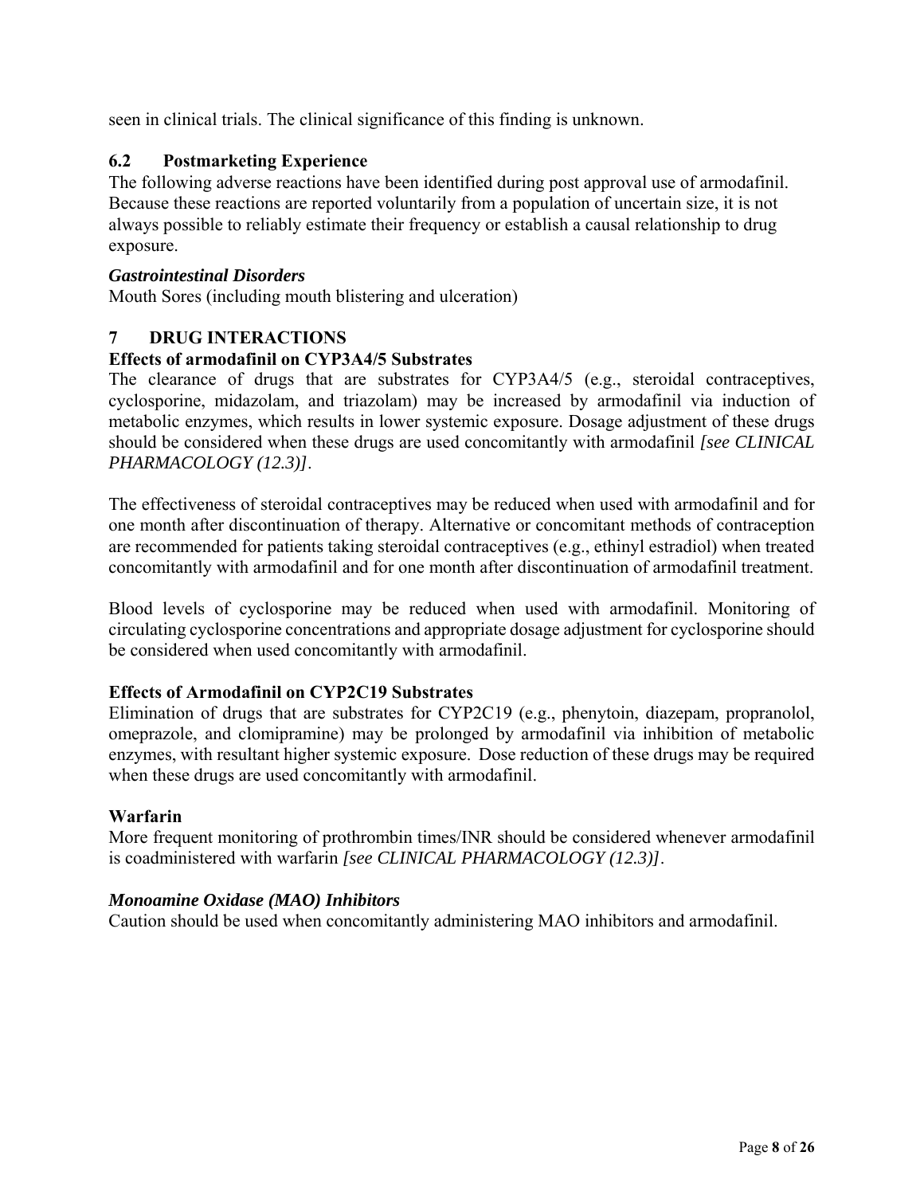seen in clinical trials. The clinical significance of this finding is unknown.

## 6.2 Postmarketing Experience

The following adverse reactions have been identified during post approval use of armodafinil. Because these reactions are reported voluntarily from a population of uncertain size, it is not always possible to reliably estimate their frequency or establish a causal relationship to drug exposure.

***Gastrointestinal Disorders***

Mouth Sores (including mouth blistering and ulceration)

# 7 DRUG INTERACTIONS

**Effects of armodafinil on CYP3A4/5 Substrates**

The clearance of drugs that are substrates for CYP3A4/5 (e.g., steroidal contraceptives, cyclosporine, midazolam, and triazolam) may be increased by armodafinil via induction of metabolic enzymes, which results in lower systemic exposure. Dosage adjustment of these drugs should be considered when these drugs are used concomitantly with armodafinil *[see CLINICAL PHARMACOLOGY (12.3)]*.

The effectiveness of steroidal contraceptives may be reduced when used with armodafinil and for one month after discontinuation of therapy. Alternative or concomitant methods of contraception are recommended for patients taking steroidal contraceptives (e.g., ethinyl estradiol) when treated concomitantly with armodafinil and for one month after discontinuation of armodafinil treatment.

Blood levels of cyclosporine may be reduced when used with armodafinil. Monitoring of circulating cyclosporine concentrations and appropriate dosage adjustment for cyclosporine should be considered when used concomitantly with armodafinil.

**Effects of Armodafinil on CYP2C19 Substrates**

Elimination of drugs that are substrates for CYP2C19 (e.g., phenytoin, diazepam, propranolol, omeprazole, and clomipramine) may be prolonged by armodafinil via inhibition of metabolic enzymes, with resultant higher systemic exposure. Dose reduction of these drugs may be required when these drugs are used concomitantly with armodafinil.

**Warfarin**

More frequent monitoring of prothrombin times/INR should be considered whenever armodafinil is coadministered with warfarin *[see CLINICAL PHARMACOLOGY (12.3)]*.

***Monoamine Oxidase (MAO) Inhibitors***

Caution should be used when concomitantly administering MAO inhibitors and armodafinil.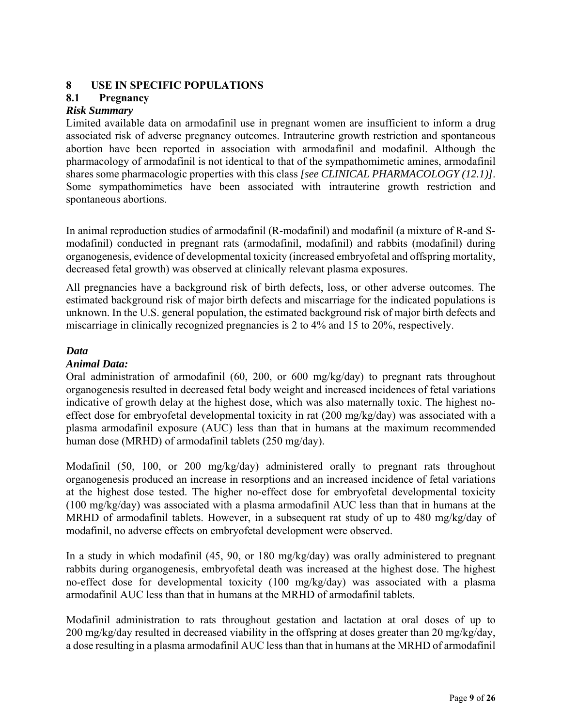# 8 USE IN SPECIFIC POPULATIONS

## 8.1 Pregnancy

***Risk Summary***

Limited available data on armodafinil use in pregnant women are insufficient to inform a drug associated risk of adverse pregnancy outcomes. Intrauterine growth restriction and spontaneous abortion have been reported in association with armodafinil and modafinil. Although the pharmacology of armodafinil is not identical to that of the sympathomimetic amines, armodafinil shares some pharmacologic properties with this class *[see CLINICAL PHARMACOLOGY (12.1)]*. Some sympathomimetics have been associated with intrauterine growth restriction and spontaneous abortions.

In animal reproduction studies of armodafinil (R-modafinil) and modafinil (a mixture of R-and S-modafinil) conducted in pregnant rats (armodafinil, modafinil) and rabbits (modafinil) during organogenesis, evidence of developmental toxicity (increased embryofetal and offspring mortality, decreased fetal growth) was observed at clinically relevant plasma exposures.

All pregnancies have a background risk of birth defects, loss, or other adverse outcomes. The estimated background risk of major birth defects and miscarriage for the indicated populations is unknown. In the U.S. general population, the estimated background risk of major birth defects and miscarriage in clinically recognized pregnancies is 2 to 4% and 15 to 20%, respectively.

***Data***

***Animal Data:***

Oral administration of armodafinil (60, 200, or 600 mg/kg/day) to pregnant rats throughout organogenesis resulted in decreased fetal body weight and increased incidences of fetal variations indicative of growth delay at the highest dose, which was also maternally toxic. The highest no-effect dose for embryofetal developmental toxicity in rat (200 mg/kg/day) was associated with a plasma armodafinil exposure (AUC) less than that in humans at the maximum recommended human dose (MRHD) of armodafinil tablets (250 mg/day).

Modafinil (50, 100, or 200 mg/kg/day) administered orally to pregnant rats throughout organogenesis produced an increase in resorptions and an increased incidence of fetal variations at the highest dose tested. The higher no-effect dose for embryofetal developmental toxicity (100 mg/kg/day) was associated with a plasma armodafinil AUC less than that in humans at the MRHD of armodafinil tablets. However, in a subsequent rat study of up to 480 mg/kg/day of modafinil, no adverse effects on embryofetal development were observed.

In a study in which modafinil (45, 90, or 180 mg/kg/day) was orally administered to pregnant rabbits during organogenesis, embryofetal death was increased at the highest dose. The highest no-effect dose for developmental toxicity (100 mg/kg/day) was associated with a plasma armodafinil AUC less than that in humans at the MRHD of armodafinil tablets.

Modafinil administration to rats throughout gestation and lactation at oral doses of up to 200 mg/kg/day resulted in decreased viability in the offspring at doses greater than 20 mg/kg/day, a dose resulting in a plasma armodafinil AUC less than that in humans at the MRHD of armodafinil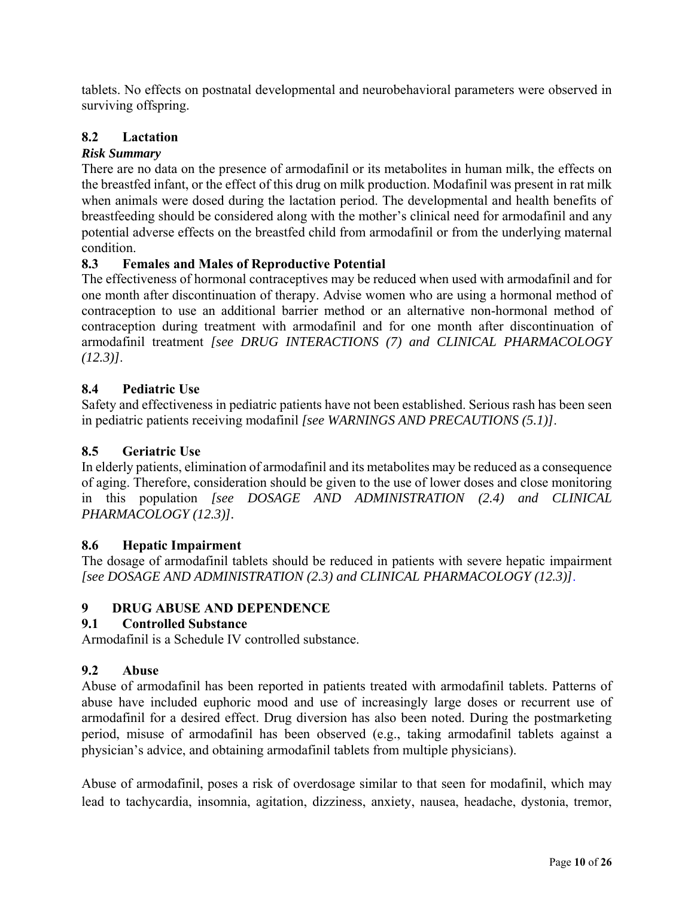tablets. No effects on postnatal developmental and neurobehavioral parameters were observed in surviving offspring.

### 8.2 Lactation

***Risk Summary***

There are no data on the presence of armodafinil or its metabolites in human milk, the effects on the breastfed infant, or the effect of this drug on milk production. Modafinil was present in rat milk when animals were dosed during the lactation period. The developmental and health benefits of breastfeeding should be considered along with the mother's clinical need for armodafinil and any potential adverse effects on the breastfed child from armodafinil or from the underlying maternal condition.

### 8.3 Females and Males of Reproductive Potential

The effectiveness of hormonal contraceptives may be reduced when used with armodafinil and for one month after discontinuation of therapy. Advise women who are using a hormonal method of contraception to use an additional barrier method or an alternative non-hormonal method of contraception during treatment with armodafinil and for one month after discontinuation of armodafinil treatment *[see DRUG INTERACTIONS (7) and CLINICAL PHARMACOLOGY (12.3)]*.

### 8.4 Pediatric Use

Safety and effectiveness in pediatric patients have not been established. Serious rash has been seen in pediatric patients receiving modafinil *[see WARNINGS AND PRECAUTIONS (5.1)]*.

### 8.5 Geriatric Use

In elderly patients, elimination of armodafinil and its metabolites may be reduced as a consequence of aging. Therefore, consideration should be given to the use of lower doses and close monitoring in this population *[see DOSAGE AND ADMINISTRATION (2.4) and CLINICAL PHARMACOLOGY (12.3)]*.

### 8.6 Hepatic Impairment

The dosage of armodafinil tablets should be reduced in patients with severe hepatic impairment *[see DOSAGE AND ADMINISTRATION (2.3) and CLINICAL PHARMACOLOGY (12.3)]*.

## 9 DRUG ABUSE AND DEPENDENCE

### 9.1 Controlled Substance

Armodafinil is a Schedule IV controlled substance.

### 9.2 Abuse

Abuse of armodafinil has been reported in patients treated with armodafinil tablets. Patterns of abuse have included euphoric mood and use of increasingly large doses or recurrent use of armodafinil for a desired effect. Drug diversion has also been noted. During the postmarketing period, misuse of armodafinil has been observed (e.g., taking armodafinil tablets against a physician's advice, and obtaining armodafinil tablets from multiple physicians).

Abuse of armodafinil, poses a risk of overdosage similar to that seen for modafinil, which may lead to tachycardia, insomnia, agitation, dizziness, anxiety, nausea, headache, dystonia, tremor,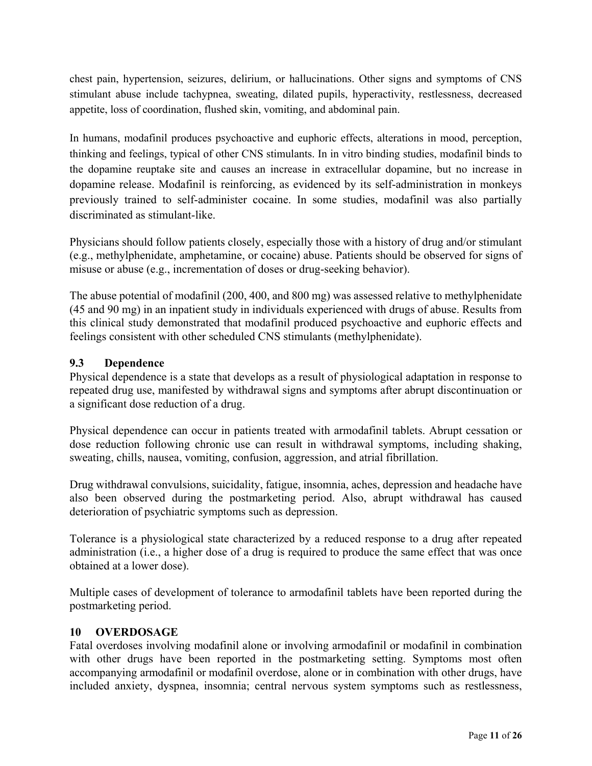chest pain, hypertension, seizures, delirium, or hallucinations. Other signs and symptoms of CNS stimulant abuse include tachypnea, sweating, dilated pupils, hyperactivity, restlessness, decreased appetite, loss of coordination, flushed skin, vomiting, and abdominal pain.

In humans, modafinil produces psychoactive and euphoric effects, alterations in mood, perception, thinking and feelings, typical of other CNS stimulants. In in vitro binding studies, modafinil binds to the dopamine reuptake site and causes an increase in extracellular dopamine, but no increase in dopamine release. Modafinil is reinforcing, as evidenced by its self-administration in monkeys previously trained to self-administer cocaine. In some studies, modafinil was also partially discriminated as stimulant-like.

Physicians should follow patients closely, especially those with a history of drug and/or stimulant (e.g., methylphenidate, amphetamine, or cocaine) abuse. Patients should be observed for signs of misuse or abuse (e.g., incrementation of doses or drug-seeking behavior).

The abuse potential of modafinil (200, 400, and 800 mg) was assessed relative to methylphenidate (45 and 90 mg) in an inpatient study in individuals experienced with drugs of abuse. Results from this clinical study demonstrated that modafinil produced psychoactive and euphoric effects and feelings consistent with other scheduled CNS stimulants (methylphenidate).

### 9.3 Dependence

Physical dependence is a state that develops as a result of physiological adaptation in response to repeated drug use, manifested by withdrawal signs and symptoms after abrupt discontinuation or a significant dose reduction of a drug.

Physical dependence can occur in patients treated with armodafinil tablets. Abrupt cessation or dose reduction following chronic use can result in withdrawal symptoms, including shaking, sweating, chills, nausea, vomiting, confusion, aggression, and atrial fibrillation.

Drug withdrawal convulsions, suicidality, fatigue, insomnia, aches, depression and headache have also been observed during the postmarketing period. Also, abrupt withdrawal has caused deterioration of psychiatric symptoms such as depression.

Tolerance is a physiological state characterized by a reduced response to a drug after repeated administration (i.e., a higher dose of a drug is required to produce the same effect that was once obtained at a lower dose).

Multiple cases of development of tolerance to armodafinil tablets have been reported during the postmarketing period.

## 10 OVERDOSAGE

Fatal overdoses involving modafinil alone or involving armodafinil or modafinil in combination with other drugs have been reported in the postmarketing setting. Symptoms most often accompanying armodafinil or modafinil overdose, alone or in combination with other drugs, have included anxiety, dyspnea, insomnia; central nervous system symptoms such as restlessness,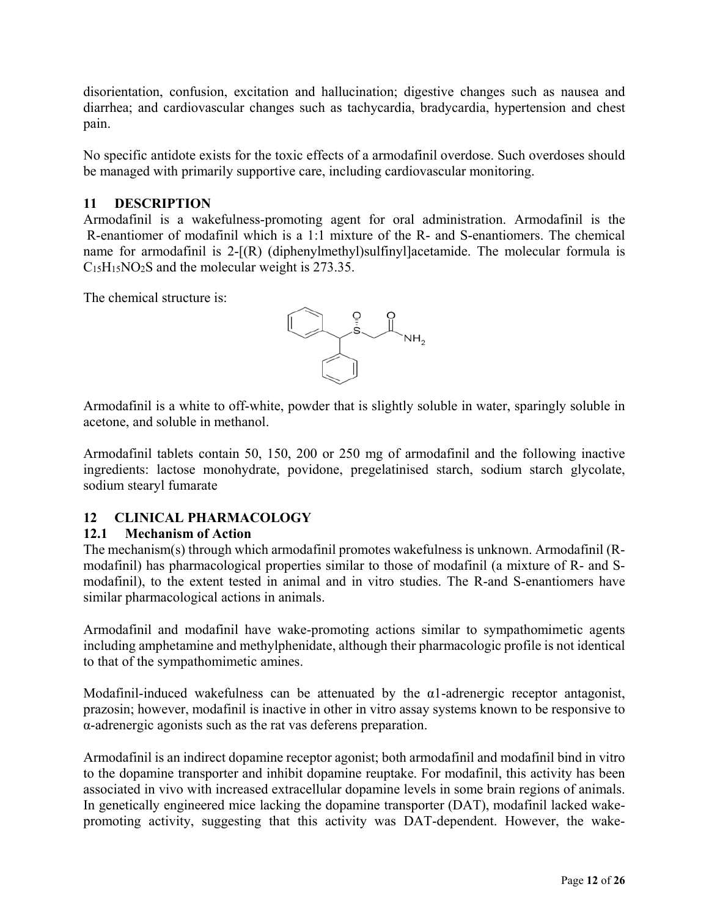disorientation, confusion, excitation and hallucination; digestive changes such as nausea and diarrhea; and cardiovascular changes such as tachycardia, bradycardia, hypertension and chest pain.

No specific antidote exists for the toxic effects of a armodafinil overdose. Such overdoses should be managed with primarily supportive care, including cardiovascular monitoring.

## 11 DESCRIPTION

Armodafinil is a wakefulness-promoting agent for oral administration. Armodafinil is the R-enantiomer of modafinil which is a 1:1 mixture of the R- and S-enantiomers. The chemical name for armodafinil is 2-[(R) (diphenylmethyl)sulfinyl]acetamide. The molecular formula is $C_{15}H_{15}NO_2S$ and the molecular weight is 273.35.

The chemical structure is:

Armodafinil is a white to off-white, powder that is slightly soluble in water, sparingly soluble in acetone, and soluble in methanol.

Armodafinil tablets contain 50, 150, 200 or 250 mg of armodafinil and the following inactive ingredients: lactose monohydrate, povidone, pregelatinised starch, sodium starch glycolate, sodium stearyl fumarate

## 12 CLINICAL PHARMACOLOGY

### 12.1 Mechanism of Action

The mechanism(s) through which armodafinil promotes wakefulness is unknown. Armodafinil (R-modafinil) has pharmacological properties similar to those of modafinil (a mixture of R- and S-modafinil), to the extent tested in animal and in vitro studies. The R-and S-enantiomers have similar pharmacological actions in animals.

Armodafinil and modafinil have wake-promoting actions similar to sympathomimetic agents including amphetamine and methylphenidate, although their pharmacologic profile is not identical to that of the sympathomimetic amines.

Modafinil-induced wakefulness can be attenuated by the α1-adrenergic receptor antagonist, prazosin; however, modafinil is inactive in other in vitro assay systems known to be responsive to α-adrenergic agonists such as the rat vas deferens preparation.

Armodafinil is an indirect dopamine receptor agonist; both armodafinil and modafinil bind in vitro to the dopamine transporter and inhibit dopamine reuptake. For modafinil, this activity has been associated in vivo with increased extracellular dopamine levels in some brain regions of animals. In genetically engineered mice lacking the dopamine transporter (DAT), modafinil lacked wake-promoting activity, suggesting that this activity was DAT-dependent. However, the wake-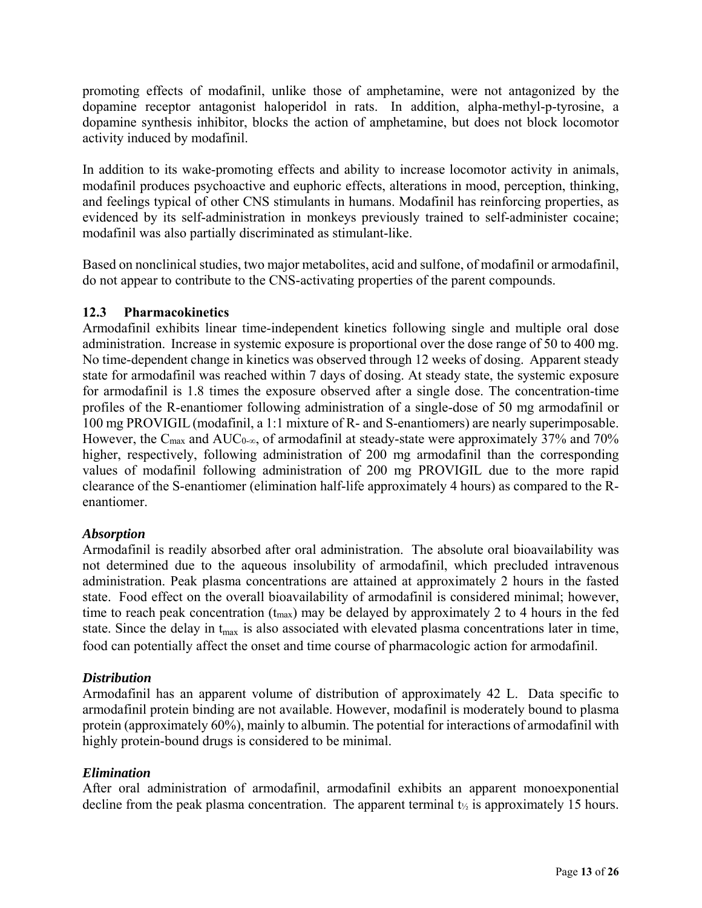promoting effects of modafinil, unlike those of amphetamine, were not antagonized by the dopamine receptor antagonist haloperidol in rats. In addition, alpha-methyl-p-tyrosine, a dopamine synthesis inhibitor, blocks the action of amphetamine, but does not block locomotor activity induced by modafinil.

In addition to its wake-promoting effects and ability to increase locomotor activity in animals, modafinil produces psychoactive and euphoric effects, alterations in mood, perception, thinking, and feelings typical of other CNS stimulants in humans. Modafinil has reinforcing properties, as evidenced by its self-administration in monkeys previously trained to self-administer cocaine; modafinil was also partially discriminated as stimulant-like.

Based on nonclinical studies, two major metabolites, acid and sulfone, of modafinil or armodafinil, do not appear to contribute to the CNS-activating properties of the parent compounds.

### 12.3 Pharmacokinetics

Armodafinil exhibits linear time-independent kinetics following single and multiple oral dose administration. Increase in systemic exposure is proportional over the dose range of 50 to 400 mg. No time-dependent change in kinetics was observed through 12 weeks of dosing. Apparent steady state for armodafinil was reached within 7 days of dosing. At steady state, the systemic exposure for armodafinil is 1.8 times the exposure observed after a single dose. The concentration-time profiles of the R-enantiomer following administration of a single-dose of 50 mg armodafinil or 100 mg PROVIGIL (modafinil, a 1:1 mixture of R- and S-enantiomers) are nearly superimposable. However, the $C_{max}$ and $AUC_{0-\infty}$, of armodafinil at steady-state were approximately 37% and 70% higher, respectively, following administration of 200 mg armodafinil than the corresponding values of modafinil following administration of 200 mg PROVIGIL due to the more rapid clearance of the S-enantiomer (elimination half-life approximately 4 hours) as compared to the R-enantiomer.

***Absorption***

Armodafinil is readily absorbed after oral administration. The absolute oral bioavailability was not determined due to the aqueous insolubility of armodafinil, which precluded intravenous administration. Peak plasma concentrations are attained at approximately 2 hours in the fasted state. Food effect on the overall bioavailability of armodafinil is considered minimal; however, time to reach peak concentration ($t_{max}$) may be delayed by approximately 2 to 4 hours in the fed state. Since the delay in $t_{max}$ is also associated with elevated plasma concentrations later in time, food can potentially affect the onset and time course of pharmacologic action for armodafinil.

***Distribution***

Armodafinil has an apparent volume of distribution of approximately 42 L. Data specific to armodafinil protein binding are not available. However, modafinil is moderately bound to plasma protein (approximately 60%), mainly to albumin. The potential for interactions of armodafinil with highly protein-bound drugs is considered to be minimal.

***Elimination***

After oral administration of armodafinil, armodafinil exhibits an apparent monoexponential decline from the peak plasma concentration. The apparent terminal $t_{½}$ is approximately 15 hours.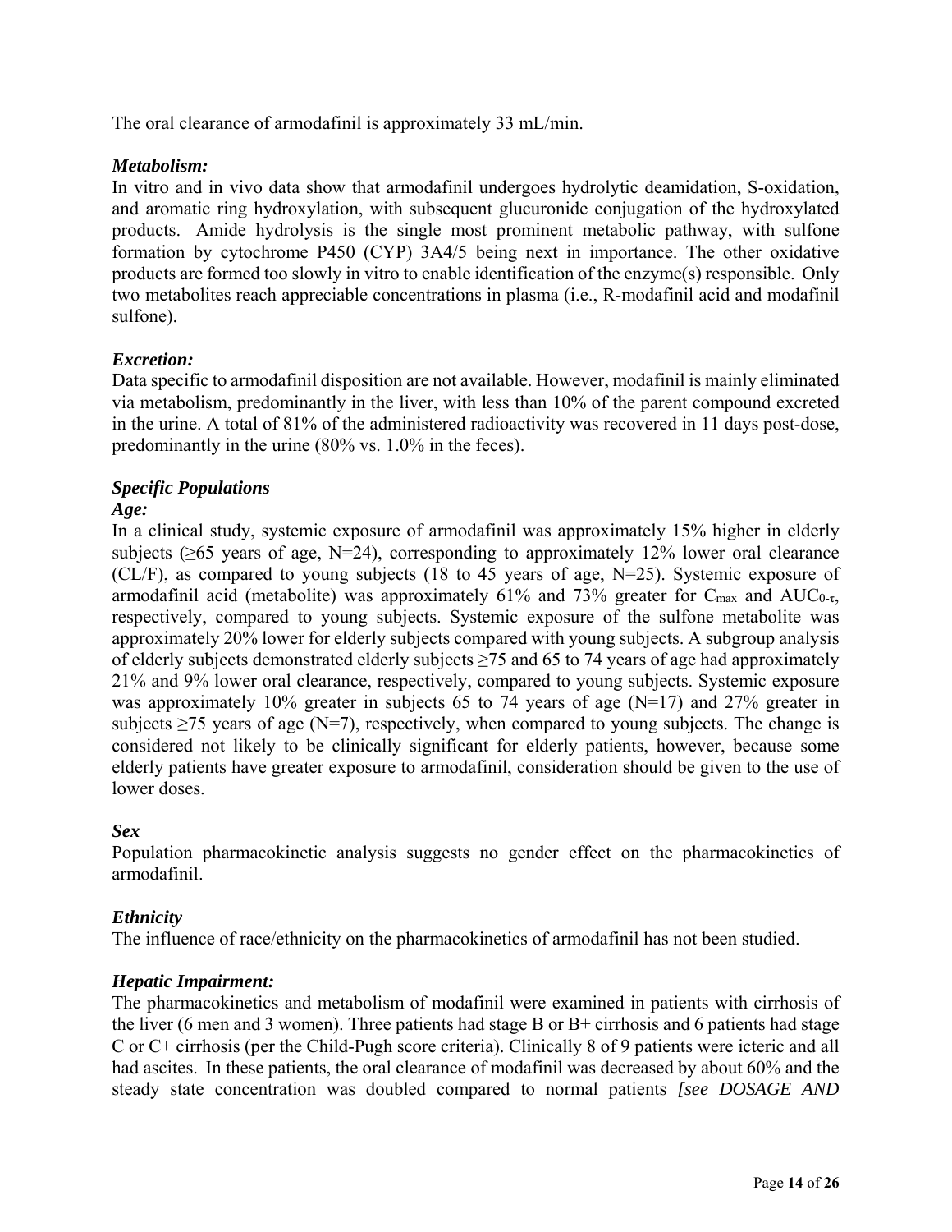The oral clearance of armodafinil is approximately 33 mL/min.

### *Metabolism:*

In vitro and in vivo data show that armodafinil undergoes hydrolytic deamidation, S-oxidation, and aromatic ring hydroxylation, with subsequent glucuronide conjugation of the hydroxylated products. Amide hydrolysis is the single most prominent metabolic pathway, with sulfone formation by cytochrome P450 (CYP) 3A4/5 being next in importance. The other oxidative products are formed too slowly in vitro to enable identification of the enzyme(s) responsible. Only two metabolites reach appreciable concentrations in plasma (i.e., R-modafinil acid and modafinil sulfone).

### *Excretion:*

Data specific to armodafinil disposition are not available. However, modafinil is mainly eliminated via metabolism, predominantly in the liver, with less than 10% of the parent compound excreted in the urine. A total of 81% of the administered radioactivity was recovered in 11 days post-dose, predominantly in the urine (80% vs. 1.0% in the feces).

### *Specific Populations*

#### *Age:*

In a clinical study, systemic exposure of armodafinil was approximately 15% higher in elderly subjects (≥65 years of age, N=24), corresponding to approximately 12% lower oral clearance (CL/F), as compared to young subjects (18 to 45 years of age, N=25). Systemic exposure of armodafinil acid (metabolite) was approximately 61% and 73% greater for $C_{max}$ and $AUC_{0-\tau}$, respectively, compared to young subjects. Systemic exposure of the sulfone metabolite was approximately 20% lower for elderly subjects compared with young subjects. A subgroup analysis of elderly subjects demonstrated elderly subjects ≥75 and 65 to 74 years of age had approximately 21% and 9% lower oral clearance, respectively, compared to young subjects. Systemic exposure was approximately 10% greater in subjects 65 to 74 years of age (N=17) and 27% greater in subjects ≥75 years of age (N=7), respectively, when compared to young subjects. The change is considered not likely to be clinically significant for elderly patients, however, because some elderly patients have greater exposure to armodafinil, consideration should be given to the use of lower doses.

#### *Sex*

Population pharmacokinetic analysis suggests no gender effect on the pharmacokinetics of armodafinil.

#### *Ethnicity*

The influence of race/ethnicity on the pharmacokinetics of armodafinil has not been studied.

#### *Hepatic Impairment:*

The pharmacokinetics and metabolism of modafinil were examined in patients with cirrhosis of the liver (6 men and 3 women). Three patients had stage B or B+ cirrhosis and 6 patients had stage C or C+ cirrhosis (per the Child-Pugh score criteria). Clinically 8 of 9 patients were icteric and all had ascites. In these patients, the oral clearance of modafinil was decreased by about 60% and the steady state concentration was doubled compared to normal patients *[see DOSAGE AND*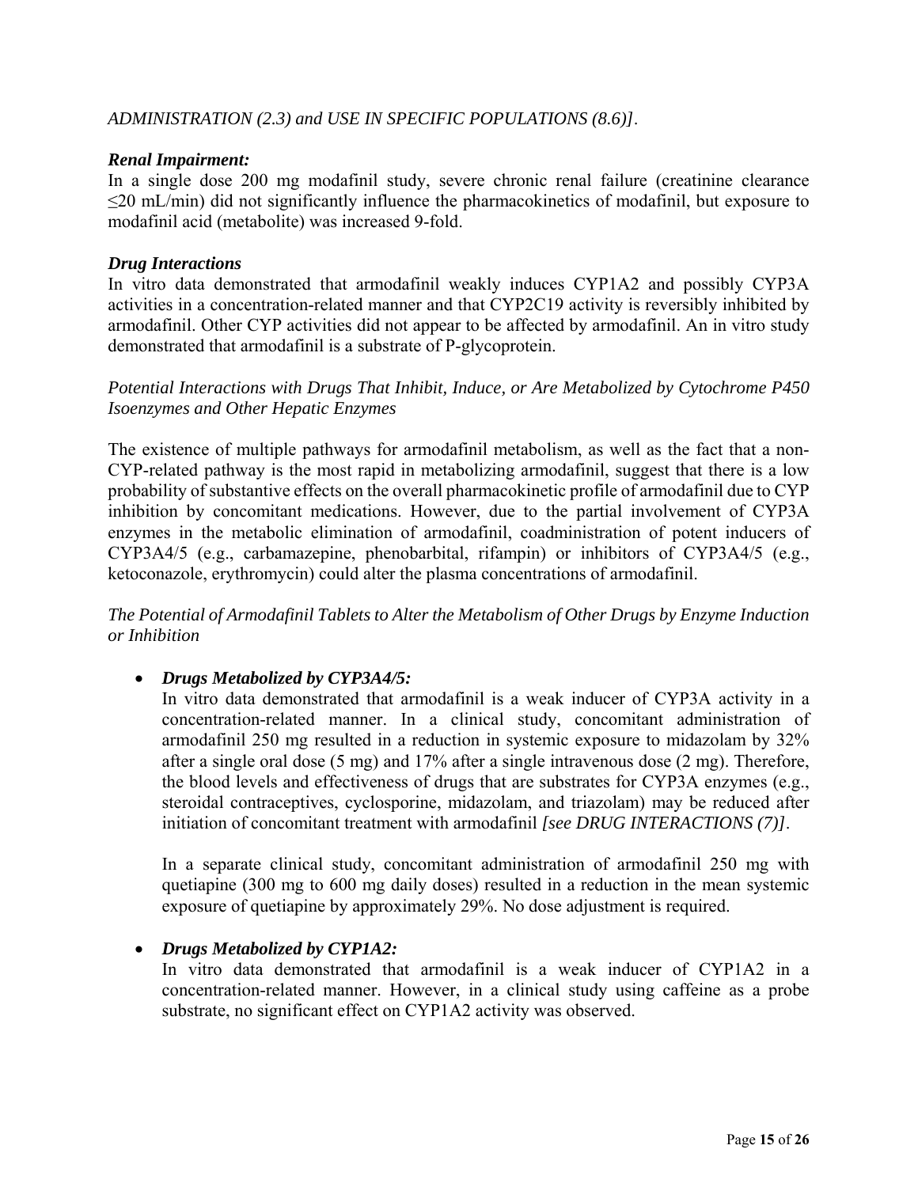*ADMINISTRATION (2.3) and USE IN SPECIFIC POPULATIONS (8.6)]*.

***Renal Impairment:***

In a single dose 200 mg modafinil study, severe chronic renal failure (creatinine clearance ≤20 mL/min) did not significantly influence the pharmacokinetics of modafinil, but exposure to modafinil acid (metabolite) was increased 9-fold.

***Drug Interactions***

In vitro data demonstrated that armodafinil weakly induces CYP1A2 and possibly CYP3A activities in a concentration-related manner and that CYP2C19 activity is reversibly inhibited by armodafinil. Other CYP activities did not appear to be affected by armodafinil. An in vitro study demonstrated that armodafinil is a substrate of P-glycoprotein.

*Potential Interactions with Drugs That Inhibit, Induce, or Are Metabolized by Cytochrome P450 Isoenzymes and Other Hepatic Enzymes*

The existence of multiple pathways for armodafinil metabolism, as well as the fact that a non-CYP-related pathway is the most rapid in metabolizing armodafinil, suggest that there is a low probability of substantive effects on the overall pharmacokinetic profile of armodafinil due to CYP inhibition by concomitant medications. However, due to the partial involvement of CYP3A enzymes in the metabolic elimination of armodafinil, coadministration of potent inducers of CYP3A4/5 (e.g., carbamazepine, phenobarbital, rifampin) or inhibitors of CYP3A4/5 (e.g., ketoconazole, erythromycin) could alter the plasma concentrations of armodafinil.

*The Potential of Armodafinil Tablets to Alter the Metabolism of Other Drugs by Enzyme Induction or Inhibition*

- ***Drugs Metabolized by CYP3A4/5:***

  In vitro data demonstrated that armodafinil is a weak inducer of CYP3A activity in a concentration-related manner. In a clinical study, concomitant administration of armodafinil 250 mg resulted in a reduction in systemic exposure to midazolam by 32% after a single oral dose (5 mg) and 17% after a single intravenous dose (2 mg). Therefore, the blood levels and effectiveness of drugs that are substrates for CYP3A enzymes (e.g., steroidal contraceptives, cyclosporine, midazolam, and triazolam) may be reduced after initiation of concomitant treatment with armodafinil *[see DRUG INTERACTIONS (7)]*.

  In a separate clinical study, concomitant administration of armodafinil 250 mg with quetiapine (300 mg to 600 mg daily doses) resulted in a reduction in the mean systemic exposure of quetiapine by approximately 29%. No dose adjustment is required.

- ***Drugs Metabolized by CYP1A2:***

  In vitro data demonstrated that armodafinil is a weak inducer of CYP1A2 in a concentration-related manner. However, in a clinical study using caffeine as a probe substrate, no significant effect on CYP1A2 activity was observed.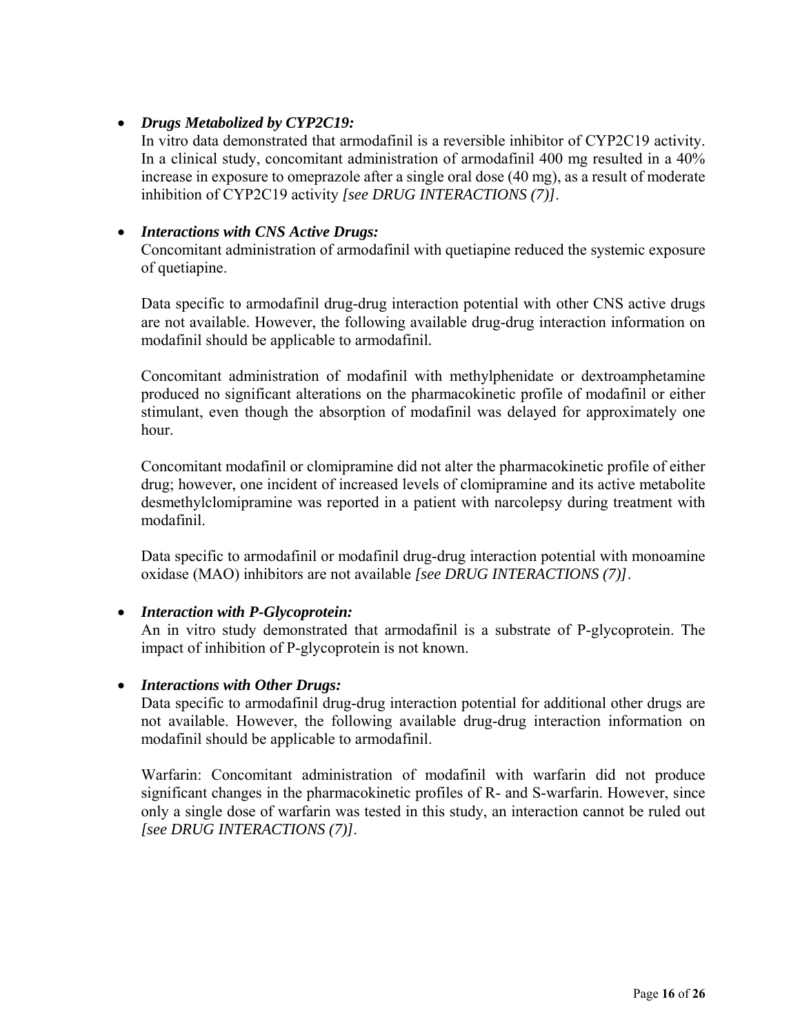- ***Drugs Metabolized by CYP2C19:***

  In vitro data demonstrated that armodafinil is a reversible inhibitor of CYP2C19 activity. In a clinical study, concomitant administration of armodafinil 400 mg resulted in a 40% increase in exposure to omeprazole after a single oral dose (40 mg), as a result of moderate inhibition of CYP2C19 activity *[see DRUG INTERACTIONS (7)]*.

- ***Interactions with CNS Active Drugs:***

  Concomitant administration of armodafinil with quetiapine reduced the systemic exposure of quetiapine.

  Data specific to armodafinil drug-drug interaction potential with other CNS active drugs are not available. However, the following available drug-drug interaction information on modafinil should be applicable to armodafinil.

  Concomitant administration of modafinil with methylphenidate or dextroamphetamine produced no significant alterations on the pharmacokinetic profile of modafinil or either stimulant, even though the absorption of modafinil was delayed for approximately one hour.

  Concomitant modafinil or clomipramine did not alter the pharmacokinetic profile of either drug; however, one incident of increased levels of clomipramine and its active metabolite desmethylclomipramine was reported in a patient with narcolepsy during treatment with modafinil.

  Data specific to armodafinil or modafinil drug-drug interaction potential with monoamine oxidase (MAO) inhibitors are not available *[see DRUG INTERACTIONS (7)]*.

- ***Interaction with P-Glycoprotein:***

  An in vitro study demonstrated that armodafinil is a substrate of P-glycoprotein. The impact of inhibition of P-glycoprotein is not known.

- ***Interactions with Other Drugs:***

  Data specific to armodafinil drug-drug interaction potential for additional other drugs are not available. However, the following available drug-drug interaction information on modafinil should be applicable to armodafinil.

  Warfarin: Concomitant administration of modafinil with warfarin did not produce significant changes in the pharmacokinetic profiles of R- and S-warfarin. However, since only a single dose of warfarin was tested in this study, an interaction cannot be ruled out *[see DRUG INTERACTIONS (7)]*.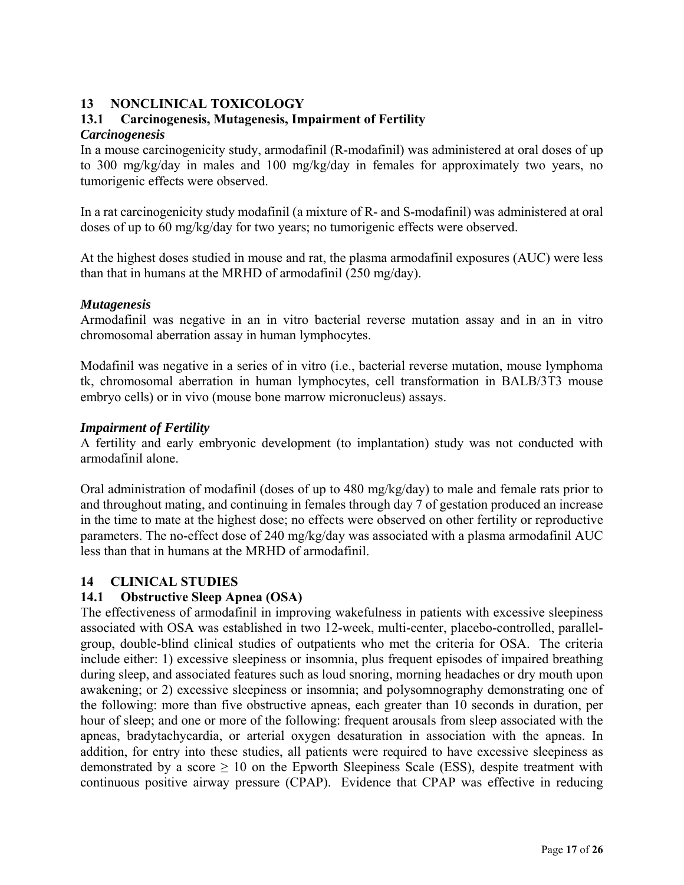## 13 NONCLINICAL TOXICOLOGY

### 13.1 Carcinogenesis, Mutagenesis, Impairment of Fertility

***Carcinogenesis***

In a mouse carcinogenicity study, armodafinil (R-modafinil) was administered at oral doses of up to 300 mg/kg/day in males and 100 mg/kg/day in females for approximately two years, no tumorigenic effects were observed.

In a rat carcinogenicity study modafinil (a mixture of R- and S-modafinil) was administered at oral doses of up to 60 mg/kg/day for two years; no tumorigenic effects were observed.

At the highest doses studied in mouse and rat, the plasma armodafinil exposures (AUC) were less than that in humans at the MRHD of armodafinil (250 mg/day).

***Mutagenesis***

Armodafinil was negative in an in vitro bacterial reverse mutation assay and in an in vitro chromosomal aberration assay in human lymphocytes.

Modafinil was negative in a series of in vitro (i.e., bacterial reverse mutation, mouse lymphoma tk, chromosomal aberration in human lymphocytes, cell transformation in BALB/3T3 mouse embryo cells) or in vivo (mouse bone marrow micronucleus) assays.

***Impairment of Fertility***

A fertility and early embryonic development (to implantation) study was not conducted with armodafinil alone.

Oral administration of modafinil (doses of up to 480 mg/kg/day) to male and female rats prior to and throughout mating, and continuing in females through day 7 of gestation produced an increase in the time to mate at the highest dose; no effects were observed on other fertility or reproductive parameters. The no-effect dose of 240 mg/kg/day was associated with a plasma armodafinil AUC less than that in humans at the MRHD of armodafinil.

## 14 CLINICAL STUDIES

### 14.1 Obstructive Sleep Apnea (OSA)

The effectiveness of armodafinil in improving wakefulness in patients with excessive sleepiness associated with OSA was established in two 12-week, multi-center, placebo-controlled, parallel-group, double-blind clinical studies of outpatients who met the criteria for OSA. The criteria include either: 1) excessive sleepiness or insomnia, plus frequent episodes of impaired breathing during sleep, and associated features such as loud snoring, morning headaches or dry mouth upon awakening; or 2) excessive sleepiness or insomnia; and polysomnography demonstrating one of the following: more than five obstructive apneas, each greater than 10 seconds in duration, per hour of sleep; and one or more of the following: frequent arousals from sleep associated with the apneas, bradytachycardia, or arterial oxygen desaturation in association with the apneas. In addition, for entry into these studies, all patients were required to have excessive sleepiness as demonstrated by a score $\geq 10$ on the Epworth Sleepiness Scale (ESS), despite treatment with continuous positive airway pressure (CPAP). Evidence that CPAP was effective in reducing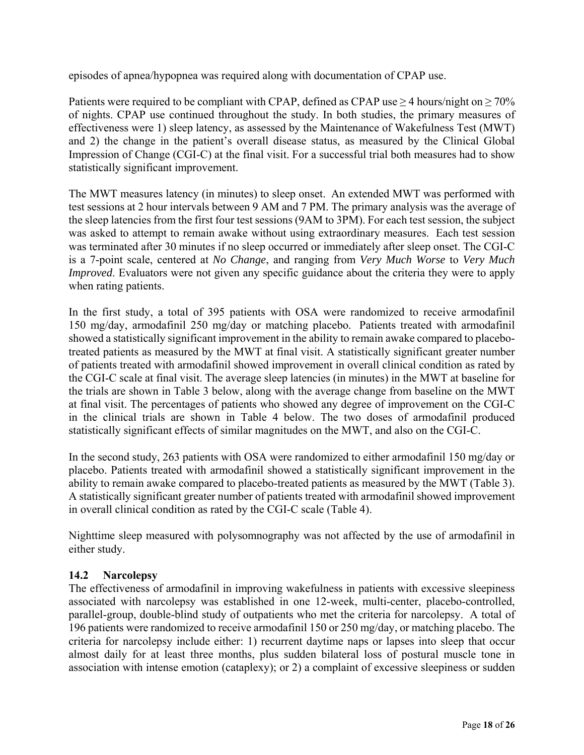episodes of apnea/hypopnea was required along with documentation of CPAP use.

Patients were required to be compliant with CPAP, defined as CPAP use ≥ 4 hours/night on ≥ 70% of nights. CPAP use continued throughout the study. In both studies, the primary measures of effectiveness were 1) sleep latency, as assessed by the Maintenance of Wakefulness Test (MWT) and 2) the change in the patient's overall disease status, as measured by the Clinical Global Impression of Change (CGI-C) at the final visit. For a successful trial both measures had to show statistically significant improvement.

The MWT measures latency (in minutes) to sleep onset. An extended MWT was performed with test sessions at 2 hour intervals between 9 AM and 7 PM. The primary analysis was the average of the sleep latencies from the first four test sessions (9AM to 3PM). For each test session, the subject was asked to attempt to remain awake without using extraordinary measures. Each test session was terminated after 30 minutes if no sleep occurred or immediately after sleep onset. The CGI-C is a 7-point scale, centered at *No Change*, and ranging from *Very Much Worse* to *Very Much Improved*. Evaluators were not given any specific guidance about the criteria they were to apply when rating patients.

In the first study, a total of 395 patients with OSA were randomized to receive armodafinil 150 mg/day, armodafinil 250 mg/day or matching placebo. Patients treated with armodafinil showed a statistically significant improvement in the ability to remain awake compared to placebo-treated patients as measured by the MWT at final visit. A statistically significant greater number of patients treated with armodafinil showed improvement in overall clinical condition as rated by the CGI-C scale at final visit. The average sleep latencies (in minutes) in the MWT at baseline for the trials are shown in Table 3 below, along with the average change from baseline on the MWT at final visit. The percentages of patients who showed any degree of improvement on the CGI-C in the clinical trials are shown in Table 4 below. The two doses of armodafinil produced statistically significant effects of similar magnitudes on the MWT, and also on the CGI-C.

In the second study, 263 patients with OSA were randomized to either armodafinil 150 mg/day or placebo. Patients treated with armodafinil showed a statistically significant improvement in the ability to remain awake compared to placebo-treated patients as measured by the MWT (Table 3). A statistically significant greater number of patients treated with armodafinil showed improvement in overall clinical condition as rated by the CGI-C scale (Table 4).

Nighttime sleep measured with polysomnography was not affected by the use of armodafinil in either study.

### 14.2 Narcolepsy

The effectiveness of armodafinil in improving wakefulness in patients with excessive sleepiness associated with narcolepsy was established in one 12-week, multi-center, placebo-controlled, parallel-group, double-blind study of outpatients who met the criteria for narcolepsy. A total of 196 patients were randomized to receive armodafinil 150 or 250 mg/day, or matching placebo. The criteria for narcolepsy include either: 1) recurrent daytime naps or lapses into sleep that occur almost daily for at least three months, plus sudden bilateral loss of postural muscle tone in association with intense emotion (cataplexy); or 2) a complaint of excessive sleepiness or sudden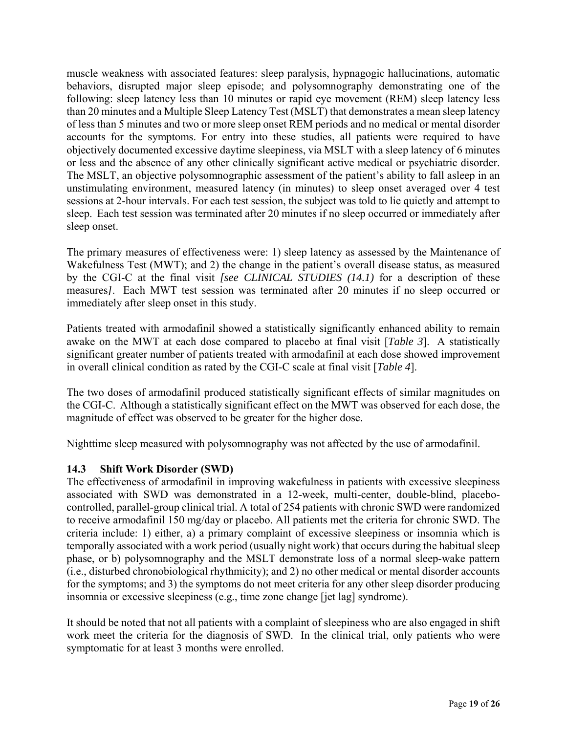muscle weakness with associated features: sleep paralysis, hypnagogic hallucinations, automatic behaviors, disrupted major sleep episode; and polysomnography demonstrating one of the following: sleep latency less than 10 minutes or rapid eye movement (REM) sleep latency less than 20 minutes and a Multiple Sleep Latency Test (MSLT) that demonstrates a mean sleep latency of less than 5 minutes and two or more sleep onset REM periods and no medical or mental disorder accounts for the symptoms. For entry into these studies, all patients were required to have objectively documented excessive daytime sleepiness, via MSLT with a sleep latency of 6 minutes or less and the absence of any other clinically significant active medical or psychiatric disorder. The MSLT, an objective polysomnographic assessment of the patient's ability to fall asleep in an unstimulating environment, measured latency (in minutes) to sleep onset averaged over 4 test sessions at 2-hour intervals. For each test session, the subject was told to lie quietly and attempt to sleep. Each test session was terminated after 20 minutes if no sleep occurred or immediately after sleep onset.

The primary measures of effectiveness were: 1) sleep latency as assessed by the Maintenance of Wakefulness Test (MWT); and 2) the change in the patient's overall disease status, as measured by the CGI-C at the final visit *[see CLINICAL STUDIES (14.1)* for a description of these measures*]*. Each MWT test session was terminated after 20 minutes if no sleep occurred or immediately after sleep onset in this study.

Patients treated with armodafinil showed a statistically significantly enhanced ability to remain awake on the MWT at each dose compared to placebo at final visit [*Table 3*]. A statistically significant greater number of patients treated with armodafinil at each dose showed improvement in overall clinical condition as rated by the CGI-C scale at final visit [*Table 4*].

The two doses of armodafinil produced statistically significant effects of similar magnitudes on the CGI-C. Although a statistically significant effect on the MWT was observed for each dose, the magnitude of effect was observed to be greater for the higher dose.

Nighttime sleep measured with polysomnography was not affected by the use of armodafinil.

### 14.3 Shift Work Disorder (SWD)

The effectiveness of armodafinil in improving wakefulness in patients with excessive sleepiness associated with SWD was demonstrated in a 12-week, multi-center, double-blind, placebo-controlled, parallel-group clinical trial. A total of 254 patients with chronic SWD were randomized to receive armodafinil 150 mg/day or placebo. All patients met the criteria for chronic SWD. The criteria include: 1) either, a) a primary complaint of excessive sleepiness or insomnia which is temporally associated with a work period (usually night work) that occurs during the habitual sleep phase, or b) polysomnography and the MSLT demonstrate loss of a normal sleep-wake pattern (i.e., disturbed chronobiological rhythmicity); and 2) no other medical or mental disorder accounts for the symptoms; and 3) the symptoms do not meet criteria for any other sleep disorder producing insomnia or excessive sleepiness (e.g., time zone change [jet lag] syndrome).

It should be noted that not all patients with a complaint of sleepiness who are also engaged in shift work meet the criteria for the diagnosis of SWD. In the clinical trial, only patients who were symptomatic for at least 3 months were enrolled.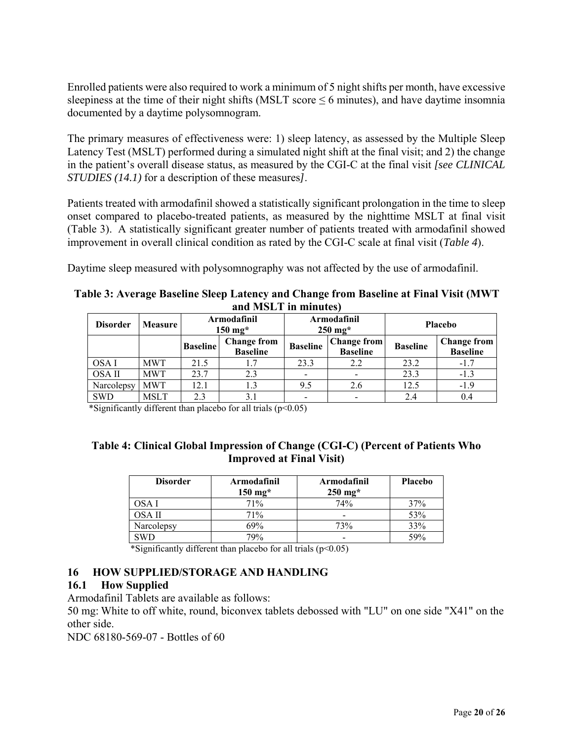Enrolled patients were also required to work a minimum of 5 night shifts per month, have excessive sleepiness at the time of their night shifts (MSLT score ≤ 6 minutes), and have daytime insomnia documented by a daytime polysomnogram.

The primary measures of effectiveness were: 1) sleep latency, as assessed by the Multiple Sleep Latency Test (MSLT) performed during a simulated night shift at the final visit; and 2) the change in the patient's overall disease status, as measured by the CGI-C at the final visit *[see CLINICAL STUDIES (14.1)* for a description of these measures*]*.

Patients treated with armodafinil showed a statistically significant prolongation in the time to sleep onset compared to placebo-treated patients, as measured by the nighttime MSLT at final visit (Table 3). A statistically significant greater number of patients treated with armodafinil showed improvement in overall clinical condition as rated by the CGI-C scale at final visit (*Table 4*).

Daytime sleep measured with polysomnography was not affected by the use of armodafinil.

**Table 3: Average Baseline Sleep Latency and Change from Baseline at Final Visit (MWT and MSLT in minutes)**

| Disorder | Measure | Armodafinil 150 mg* | | Armodafinil 250 mg* | | Placebo | |
|---|---|---|---|---|---|---|---|
| | | Baseline | Change from Baseline | Baseline | Change from Baseline | Baseline | Change from Baseline |
| OSA I | MWT | 21.5 | 1.7 | 23.3 | 2.2 | 23.2 | -1.7 |
| OSA II | MWT | 23.7 | 2.3 | - | - | 23.3 | -1.3 |
| Narcolepsy | MWT | 12.1 | 1.3 | 9.5 | 2.6 | 12.5 | -1.9 |
| SWD | MSLT | 2.3 | 3.1 | - | - | 2.4 | 0.4 |

*Significantly different than placebo for all trials ($p<0.05$)

**Table 4: Clinical Global Impression of Change (CGI-C) (Percent of Patients Who Improved at Final Visit)**

| Disorder | Armodafinil 150 mg* | Armodafinil 250 mg* | Placebo |
|---|---|---|---|
| OSA I | 71% | 74% | 37% |
| OSA II | 71% | - | 53% |
| Narcolepsy | 69% | 73% | 33% |
| SWD | 79% | - | 59% |

*Significantly different than placebo for all trials ($p<0.05$)

## 16 HOW SUPPLIED/STORAGE AND HANDLING

### 16.1 How Supplied

Armodafinil Tablets are available as follows:

50 mg: White to off white, round, biconvex tablets debossed with "LU" on one side "X41" on the other side.

NDC 68180-569-07 - Bottles of 60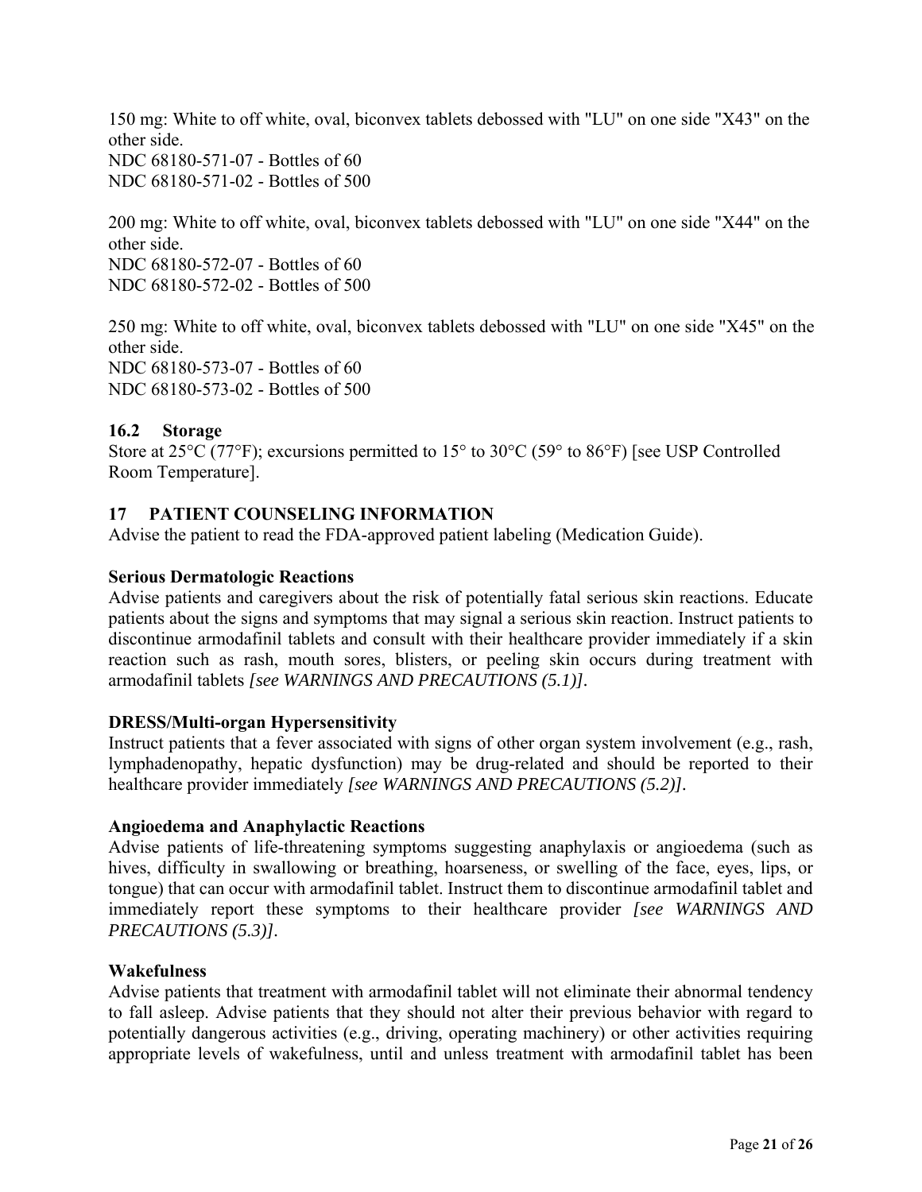150 mg: White to off white, oval, biconvex tablets debossed with "LU" on one side "X43" on the other side.
NDC 68180-571-07 - Bottles of 60
NDC 68180-571-02 - Bottles of 500

200 mg: White to off white, oval, biconvex tablets debossed with "LU" on one side "X44" on the other side.
NDC 68180-572-07 - Bottles of 60
NDC 68180-572-02 - Bottles of 500

250 mg: White to off white, oval, biconvex tablets debossed with "LU" on one side "X45" on the other side.
NDC 68180-573-07 - Bottles of 60
NDC 68180-573-02 - Bottles of 500

### 16.2 Storage

Store at 25°C (77°F); excursions permitted to 15° to 30°C (59° to 86°F) [see USP Controlled Room Temperature].

## 17 PATIENT COUNSELING INFORMATION

Advise the patient to read the FDA-approved patient labeling (Medication Guide).

**Serious Dermatologic Reactions**

Advise patients and caregivers about the risk of potentially fatal serious skin reactions. Educate patients about the signs and symptoms that may signal a serious skin reaction. Instruct patients to discontinue armodafinil tablets and consult with their healthcare provider immediately if a skin reaction such as rash, mouth sores, blisters, or peeling skin occurs during treatment with armodafinil tablets *[see WARNINGS AND PRECAUTIONS (5.1)]*.

**DRESS/Multi-organ Hypersensitivity**

Instruct patients that a fever associated with signs of other organ system involvement (e.g., rash, lymphadenopathy, hepatic dysfunction) may be drug-related and should be reported to their healthcare provider immediately *[see WARNINGS AND PRECAUTIONS (5.2)]*.

**Angioedema and Anaphylactic Reactions**

Advise patients of life-threatening symptoms suggesting anaphylaxis or angioedema (such as hives, difficulty in swallowing or breathing, hoarseness, or swelling of the face, eyes, lips, or tongue) that can occur with armodafinil tablet. Instruct them to discontinue armodafinil tablet and immediately report these symptoms to their healthcare provider *[see WARNINGS AND PRECAUTIONS (5.3)]*.

**Wakefulness**

Advise patients that treatment with armodafinil tablet will not eliminate their abnormal tendency to fall asleep. Advise patients that they should not alter their previous behavior with regard to potentially dangerous activities (e.g., driving, operating machinery) or other activities requiring appropriate levels of wakefulness, until and unless treatment with armodafinil tablet has been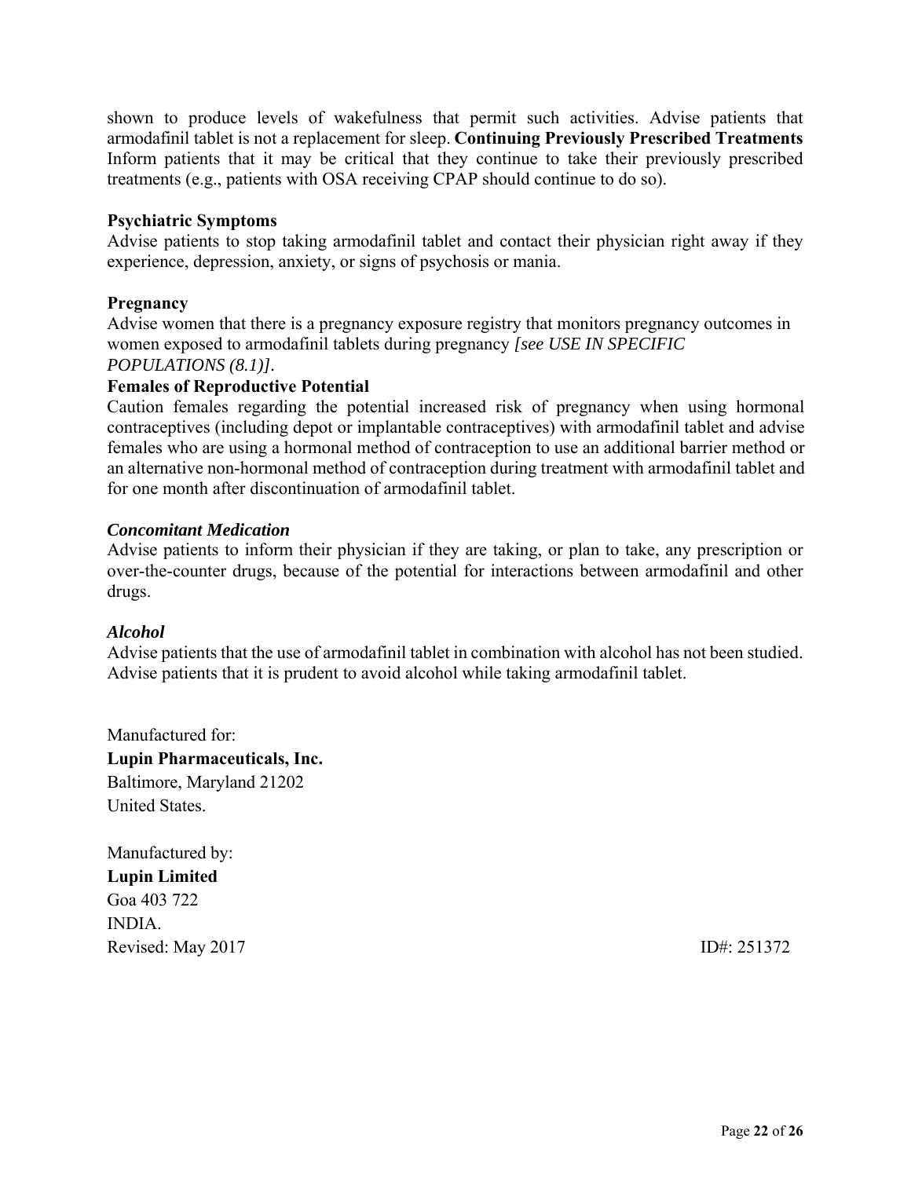shown to produce levels of wakefulness that permit such activities. Advise patients that armodafinil tablet is not a replacement for sleep. **Continuing Previously Prescribed Treatments** Inform patients that it may be critical that they continue to take their previously prescribed treatments (e.g., patients with OSA receiving CPAP should continue to do so).

**Psychiatric Symptoms**

Advise patients to stop taking armodafinil tablet and contact their physician right away if they experience, depression, anxiety, or signs of psychosis or mania.

**Pregnancy**

Advise women that there is a pregnancy exposure registry that monitors pregnancy outcomes in women exposed to armodafinil tablets during pregnancy *[see USE IN SPECIFIC POPULATIONS (8.1)]*.

**Females of Reproductive Potential**

Caution females regarding the potential increased risk of pregnancy when using hormonal contraceptives (including depot or implantable contraceptives) with armodafinil tablet and advise females who are using a hormonal method of contraception to use an additional barrier method or an alternative non-hormonal method of contraception during treatment with armodafinil tablet and for one month after discontinuation of armodafinil tablet.

***Concomitant Medication***

Advise patients to inform their physician if they are taking, or plan to take, any prescription or over-the-counter drugs, because of the potential for interactions between armodafinil and other drugs.

***Alcohol***

Advise patients that the use of armodafinil tablet in combination with alcohol has not been studied. Advise patients that it is prudent to avoid alcohol while taking armodafinil tablet.

Manufactured for:
**Lupin Pharmaceuticals, Inc.**
Baltimore, Maryland 21202
United States.

Manufactured by:
**Lupin Limited**
Goa 403 722
INDIA.
Revised: May 2017 ID#: 251372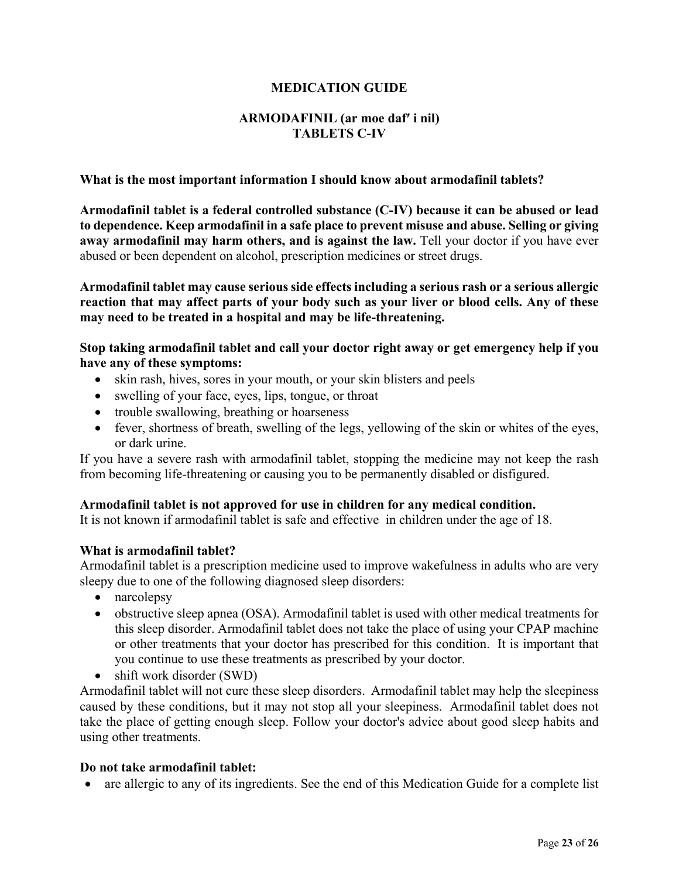# MEDICATION GUIDE

## ARMODAFINIL (ar moe daf′ i nil) TABLETS C-IV

**What is the most important information I should know about armodafinil tablets?**

**Armodafinil tablet is a federal controlled substance (C-IV) because it can be abused or lead to dependence. Keep armodafinil in a safe place to prevent misuse and abuse. Selling or giving away armodafinil may harm others, and is against the law.** Tell your doctor if you have ever abused or been dependent on alcohol, prescription medicines or street drugs.

**Armodafinil tablet may cause serious side effects including a serious rash or a serious allergic reaction that may affect parts of your body such as your liver or blood cells. Any of these may need to be treated in a hospital and may be life-threatening.**

**Stop taking armodafinil tablet and call your doctor right away or get emergency help if you have any of these symptoms:**

- skin rash, hives, sores in your mouth, or your skin blisters and peels
- swelling of your face, eyes, lips, tongue, or throat
- trouble swallowing, breathing or hoarseness
- fever, shortness of breath, swelling of the legs, yellowing of the skin or whites of the eyes, or dark urine.

If you have a severe rash with armodafinil tablet, stopping the medicine may not keep the rash from becoming life-threatening or causing you to be permanently disabled or disfigured.

**Armodafinil tablet is not approved for use in children for any medical condition.**
It is not known if armodafinil tablet is safe and effective in children under the age of 18.

**What is armodafinil tablet?**
Armodafinil tablet is a prescription medicine used to improve wakefulness in adults who are very sleepy due to one of the following diagnosed sleep disorders:

- narcolepsy
- obstructive sleep apnea (OSA). Armodafinil tablet is used with other medical treatments for this sleep disorder. Armodafinil tablet does not take the place of using your CPAP machine or other treatments that your doctor has prescribed for this condition. It is important that you continue to use these treatments as prescribed by your doctor.
- shift work disorder (SWD)

Armodafinil tablet will not cure these sleep disorders. Armodafinil tablet may help the sleepiness caused by these conditions, but it may not stop all your sleepiness. Armodafinil tablet does not take the place of getting enough sleep. Follow your doctor's advice about good sleep habits and using other treatments.

**Do not take armodafinil tablet:**

- are allergic to any of its ingredients. See the end of this Medication Guide for a complete list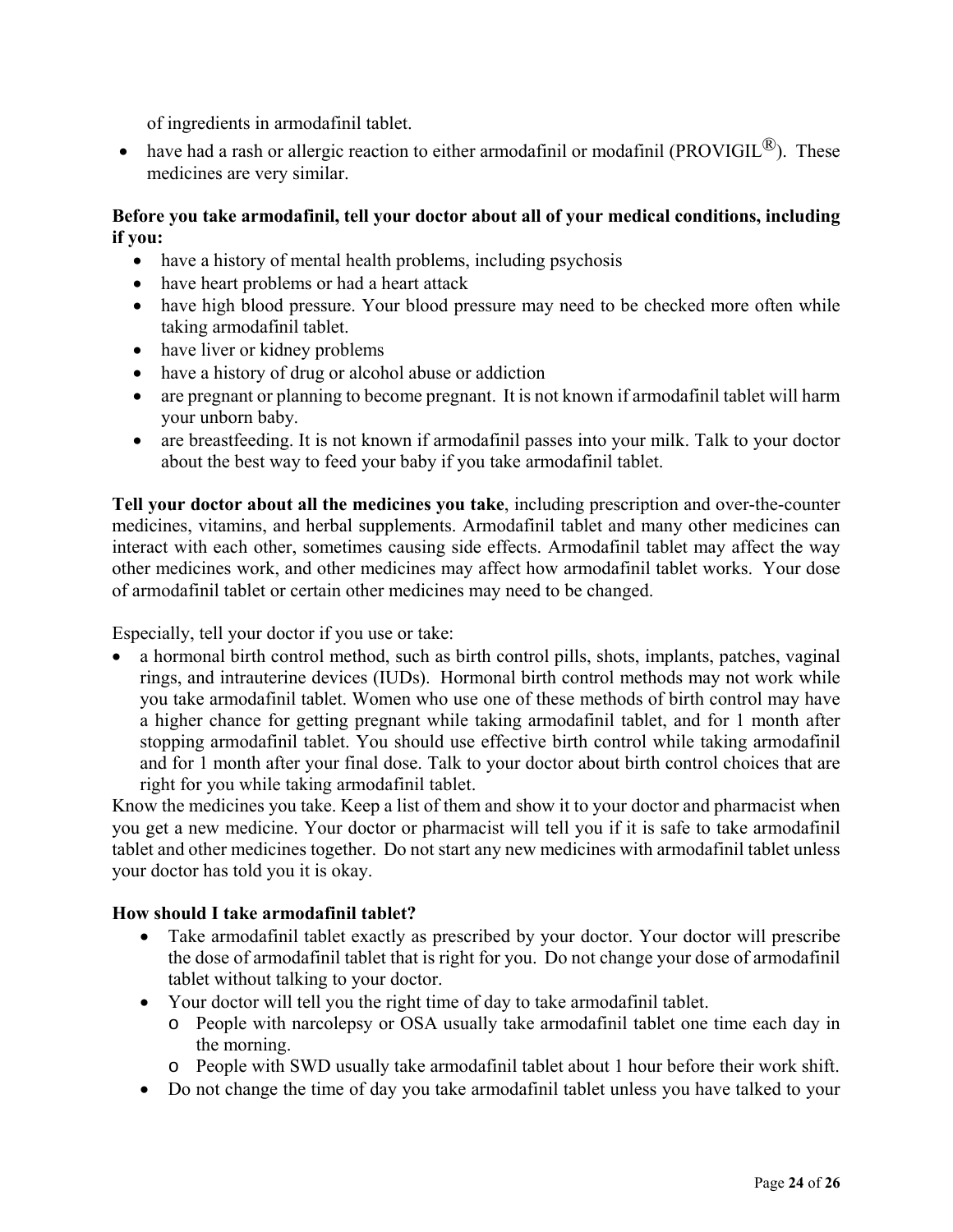of ingredients in armodafinil tablet.

- have had a rash or allergic reaction to either armodafinil or modafinil (PROVIGIL®). These medicines are very similar.

**Before you take armodafinil, tell your doctor about all of your medical conditions, including if you:**

- have a history of mental health problems, including psychosis
- have heart problems or had a heart attack
- have high blood pressure. Your blood pressure may need to be checked more often while taking armodafinil tablet.
- have liver or kidney problems
- have a history of drug or alcohol abuse or addiction
- are pregnant or planning to become pregnant. It is not known if armodafinil tablet will harm your unborn baby.
- are breastfeeding. It is not known if armodafinil passes into your milk. Talk to your doctor about the best way to feed your baby if you take armodafinil tablet.

**Tell your doctor about all the medicines you take**, including prescription and over-the-counter medicines, vitamins, and herbal supplements. Armodafinil tablet and many other medicines can interact with each other, sometimes causing side effects. Armodafinil tablet may affect the way other medicines work, and other medicines may affect how armodafinil tablet works. Your dose of armodafinil tablet or certain other medicines may need to be changed.

Especially, tell your doctor if you use or take:

- a hormonal birth control method, such as birth control pills, shots, implants, patches, vaginal rings, and intrauterine devices (IUDs). Hormonal birth control methods may not work while you take armodafinil tablet. Women who use one of these methods of birth control may have a higher chance for getting pregnant while taking armodafinil tablet, and for 1 month after stopping armodafinil tablet. You should use effective birth control while taking armodafinil and for 1 month after your final dose. Talk to your doctor about birth control choices that are right for you while taking armodafinil tablet.

Know the medicines you take. Keep a list of them and show it to your doctor and pharmacist when you get a new medicine. Your doctor or pharmacist will tell you if it is safe to take armodafinil tablet and other medicines together. Do not start any new medicines with armodafinil tablet unless your doctor has told you it is okay.

**How should I take armodafinil tablet?**

- Take armodafinil tablet exactly as prescribed by your doctor. Your doctor will prescribe the dose of armodafinil tablet that is right for you. Do not change your dose of armodafinil tablet without talking to your doctor.
- Your doctor will tell you the right time of day to take armodafinil tablet.
  - People with narcolepsy or OSA usually take armodafinil tablet one time each day in the morning.
  - People with SWD usually take armodafinil tablet about 1 hour before their work shift.
- Do not change the time of day you take armodafinil tablet unless you have talked to your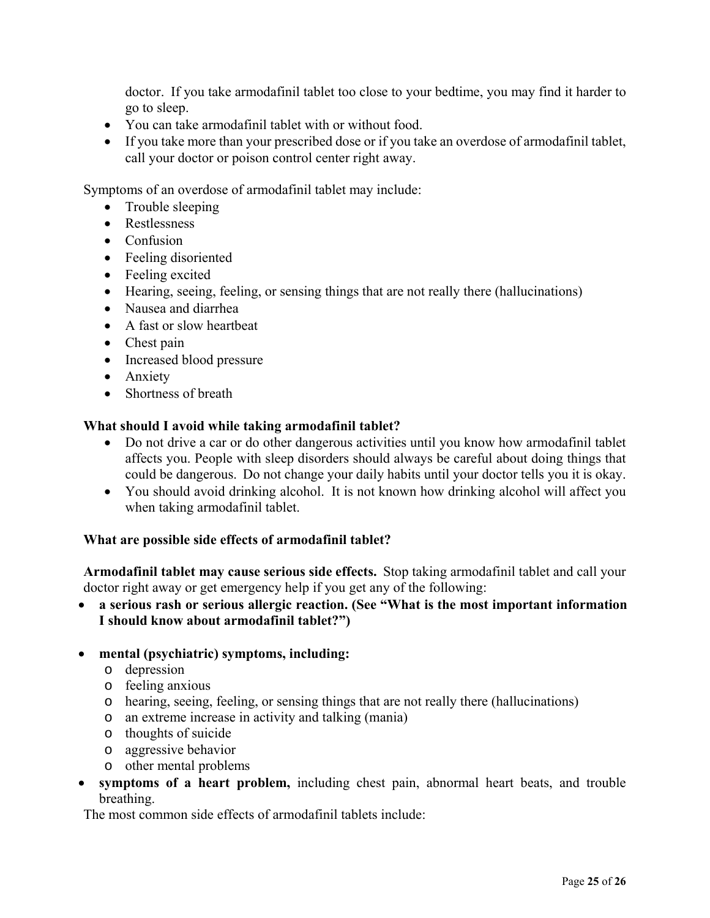doctor. If you take armodafinil tablet too close to your bedtime, you may find it harder to go to sleep.
- You can take armodafinil tablet with or without food.
- If you take more than your prescribed dose or if you take an overdose of armodafinil tablet, call your doctor or poison control center right away.

Symptoms of an overdose of armodafinil tablet may include:

- Trouble sleeping
- Restlessness
- Confusion
- Feeling disoriented
- Feeling excited
- Hearing, seeing, feeling, or sensing things that are not really there (hallucinations)
- Nausea and diarrhea
- A fast or slow heartbeat
- Chest pain
- Increased blood pressure
- Anxiety
- Shortness of breath

**What should I avoid while taking armodafinil tablet?**

- Do not drive a car or do other dangerous activities until you know how armodafinil tablet affects you. People with sleep disorders should always be careful about doing things that could be dangerous. Do not change your daily habits until your doctor tells you it is okay.
- You should avoid drinking alcohol. It is not known how drinking alcohol will affect you when taking armodafinil tablet.

**What are possible side effects of armodafinil tablet?**

**Armodafinil tablet may cause serious side effects.** Stop taking armodafinil tablet and call your doctor right away or get emergency help if you get any of the following:

- **a serious rash or serious allergic reaction. (See "What is the most important information I should know about armodafinil tablet?")**

- **mental (psychiatric) symptoms, including:**
  - depression
  - feeling anxious
  - hearing, seeing, feeling, or sensing things that are not really there (hallucinations)
  - an extreme increase in activity and talking (mania)
  - thoughts of suicide
  - aggressive behavior
  - other mental problems
- **symptoms of a heart problem,** including chest pain, abnormal heart beats, and trouble breathing.

The most common side effects of armodafinil tablets include: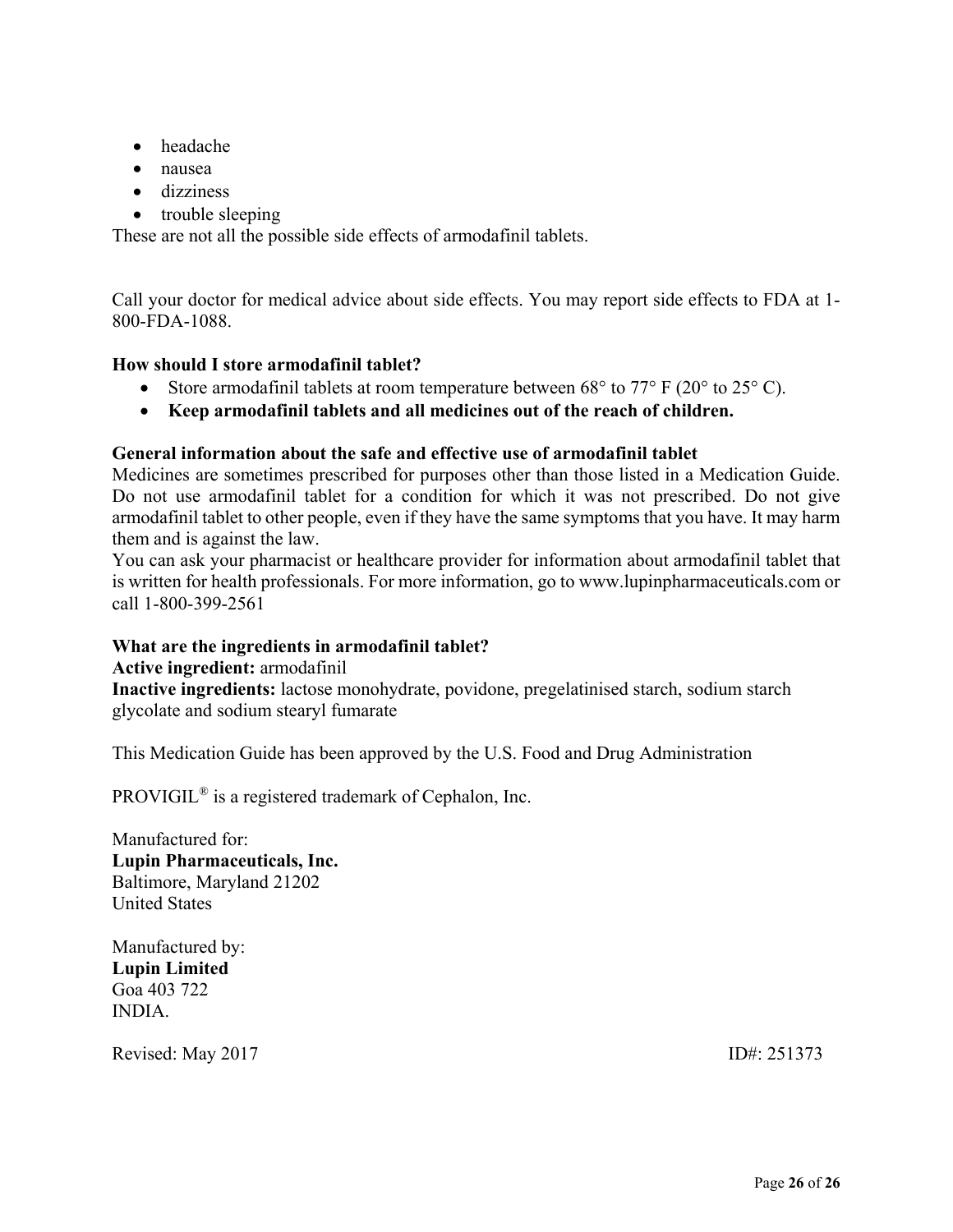- headache
- nausea
- dizziness
- trouble sleeping

These are not all the possible side effects of armodafinil tablets.

Call your doctor for medical advice about side effects. You may report side effects to FDA at 1-800-FDA-1088.

**How should I store armodafinil tablet?**

- Store armodafinil tablets at room temperature between 68° to 77° F (20° to 25° C).
- **Keep armodafinil tablets and all medicines out of the reach of children.**

**General information about the safe and effective use of armodafinil tablet**

Medicines are sometimes prescribed for purposes other than those listed in a Medication Guide. Do not use armodafinil tablet for a condition for which it was not prescribed. Do not give armodafinil tablet to other people, even if they have the same symptoms that you have. It may harm them and is against the law.

You can ask your pharmacist or healthcare provider for information about armodafinil tablet that is written for health professionals. For more information, go to www.lupinpharmaceuticals.com or call 1-800-399-2561

**What are the ingredients in armodafinil tablet?**

**Active ingredient:** armodafinil

**Inactive ingredients:** lactose monohydrate, povidone, pregelatinised starch, sodium starch glycolate and sodium stearyl fumarate

This Medication Guide has been approved by the U.S. Food and Drug Administration

PROVIGIL® is a registered trademark of Cephalon, Inc.

Manufactured for:
**Lupin Pharmaceuticals, Inc.**
Baltimore, Maryland 21202
United States

Manufactured by:
**Lupin Limited**
Goa 403 722
INDIA.

Revised: May 2017 ID#: 251373